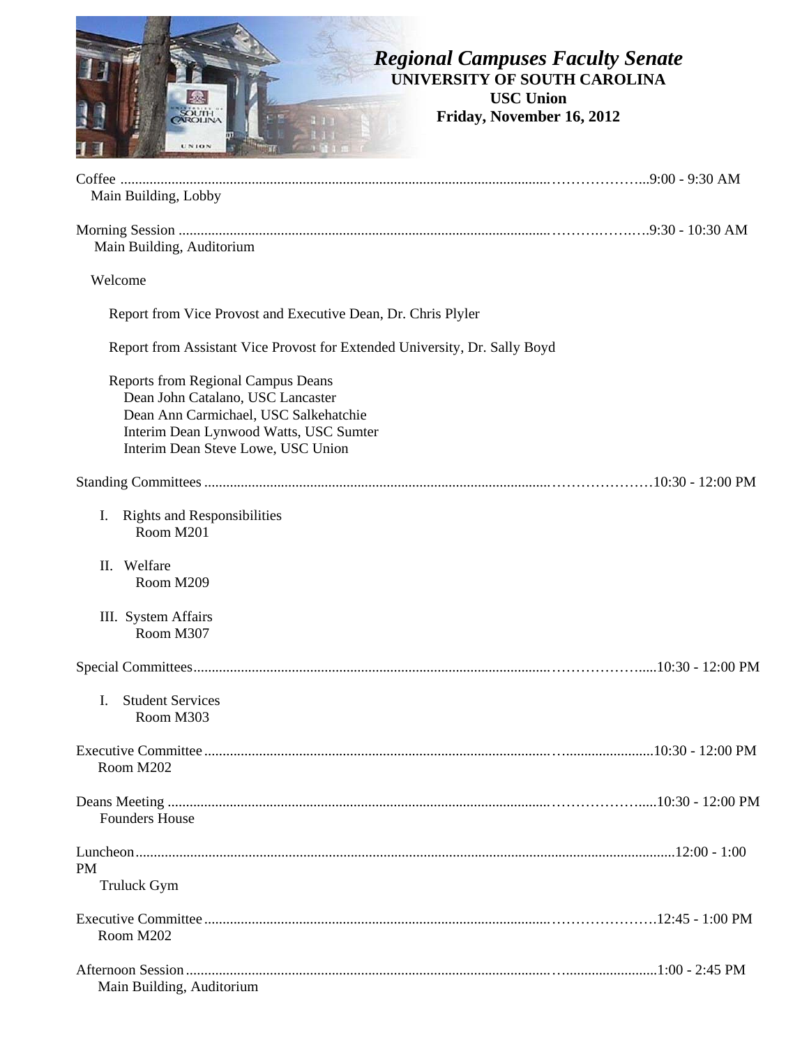# *Regional Campuses Faculty Senate*

**UNIVERSITY OF SOUTH CAROLINA**

**USC Union**

**Friday, November 16, 2012**

Coffee ............................................................ 9:00 - 9:30 AM
Main Building, Lobby

Morning Session ............................................................ 9:30 - 10:30 AM
Main Building, Auditorium

Welcome

Report from Vice Provost and Executive Dean, Dr. Chris Plyler

Report from Assistant Vice Provost for Extended University, Dr. Sally Boyd

Reports from Regional Campus Deans
- Dean John Catalano, USC Lancaster
- Dean Ann Carmichael, USC Salkehatchie
- Interim Dean Lynwood Watts, USC Sumter
- Interim Dean Steve Lowe, USC Union

Standing Committees ............................................................ 10:30 - 12:00 PM

I. Rights and Responsibilities
   Room M201

II. Welfare
   Room M209

III. System Affairs
   Room M307

Special Committees ............................................................ 10:30 - 12:00 PM

I. Student Services
   Room M303

Executive Committee ............................................................ 10:30 - 12:00 PM
Room M202

Deans Meeting ............................................................ 10:30 - 12:00 PM
Founders House

Luncheon ............................................................ 12:00 - 1:00 PM
Truluck Gym

Executive Committee ............................................................ 12:45 - 1:00 PM
Room M202

Afternoon Session ............................................................ 1:00 - 2:45 PM
Main Building, Auditorium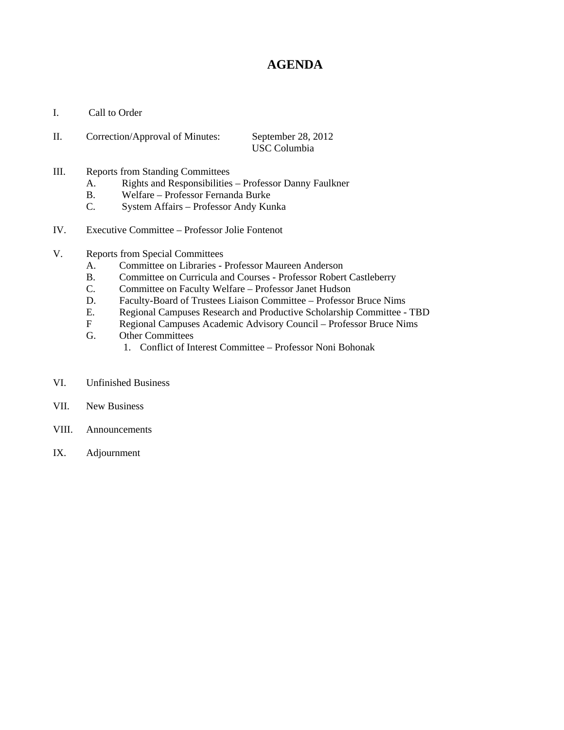# AGENDA

I. Call to Order

II. Correction/Approval of Minutes: September 28, 2012
USC Columbia

III. Reports from Standing Committees
   A. Rights and Responsibilities – Professor Danny Faulkner
   B. Welfare – Professor Fernanda Burke
   C. System Affairs – Professor Andy Kunka

IV. Executive Committee – Professor Jolie Fontenot

V. Reports from Special Committees
   A. Committee on Libraries - Professor Maureen Anderson
   B. Committee on Curricula and Courses - Professor Robert Castleberry
   C. Committee on Faculty Welfare – Professor Janet Hudson
   D. Faculty-Board of Trustees Liaison Committee – Professor Bruce Nims
   E. Regional Campuses Research and Productive Scholarship Committee - TBD
   F Regional Campuses Academic Advisory Council – Professor Bruce Nims
   G. Other Committees
      1. Conflict of Interest Committee – Professor Noni Bohonak

VI. Unfinished Business

VII. New Business

VIII. Announcements

IX. Adjournment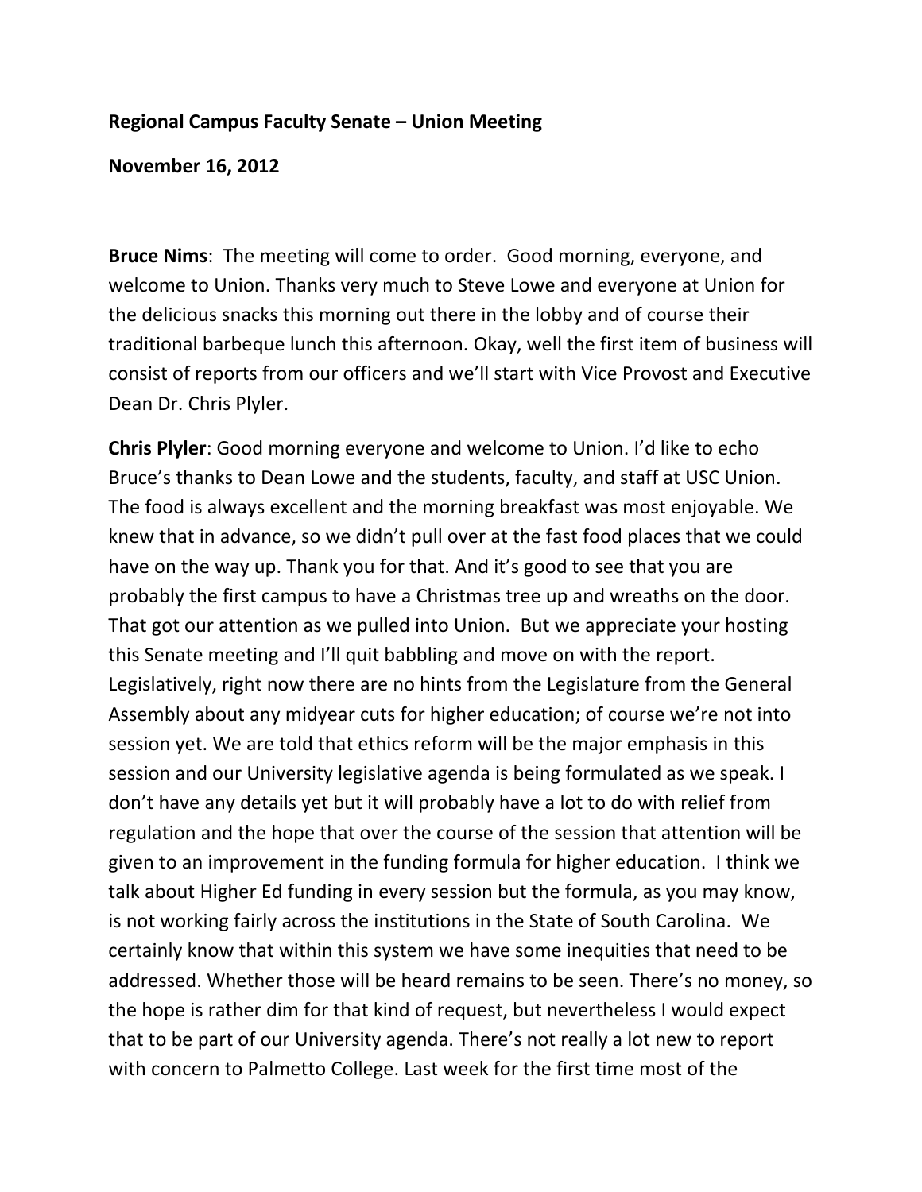**Regional Campus Faculty Senate – Union Meeting**

**November 16, 2012**

**Bruce Nims**: The meeting will come to order. Good morning, everyone, and welcome to Union. Thanks very much to Steve Lowe and everyone at Union for the delicious snacks this morning out there in the lobby and of course their traditional barbeque lunch this afternoon. Okay, well the first item of business will consist of reports from our officers and we'll start with Vice Provost and Executive Dean Dr. Chris Plyler.

**Chris Plyler**: Good morning everyone and welcome to Union. I'd like to echo Bruce's thanks to Dean Lowe and the students, faculty, and staff at USC Union. The food is always excellent and the morning breakfast was most enjoyable. We knew that in advance, so we didn't pull over at the fast food places that we could have on the way up. Thank you for that. And it's good to see that you are probably the first campus to have a Christmas tree up and wreaths on the door. That got our attention as we pulled into Union. But we appreciate your hosting this Senate meeting and I'll quit babbling and move on with the report. Legislatively, right now there are no hints from the Legislature from the General Assembly about any midyear cuts for higher education; of course we're not into session yet. We are told that ethics reform will be the major emphasis in this session and our University legislative agenda is being formulated as we speak. I don't have any details yet but it will probably have a lot to do with relief from regulation and the hope that over the course of the session that attention will be given to an improvement in the funding formula for higher education. I think we talk about Higher Ed funding in every session but the formula, as you may know, is not working fairly across the institutions in the State of South Carolina. We certainly know that within this system we have some inequities that need to be addressed. Whether those will be heard remains to be seen. There's no money, so the hope is rather dim for that kind of request, but nevertheless I would expect that to be part of our University agenda. There's not really a lot new to report with concern to Palmetto College. Last week for the first time most of the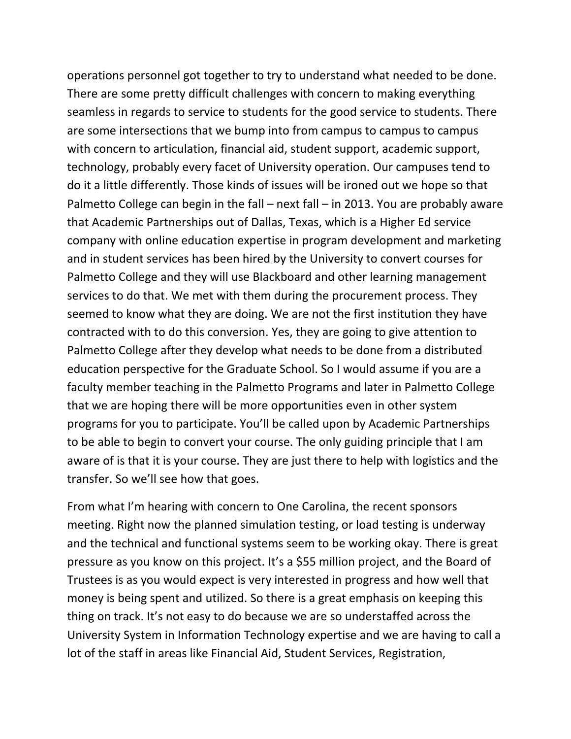operations personnel got together to try to understand what needed to be done. There are some pretty difficult challenges with concern to making everything seamless in regards to service to students for the good service to students. There are some intersections that we bump into from campus to campus to campus with concern to articulation, financial aid, student support, academic support, technology, probably every facet of University operation. Our campuses tend to do it a little differently. Those kinds of issues will be ironed out we hope so that Palmetto College can begin in the fall – next fall – in 2013. You are probably aware that Academic Partnerships out of Dallas, Texas, which is a Higher Ed service company with online education expertise in program development and marketing and in student services has been hired by the University to convert courses for Palmetto College and they will use Blackboard and other learning management services to do that. We met with them during the procurement process. They seemed to know what they are doing. We are not the first institution they have contracted with to do this conversion. Yes, they are going to give attention to Palmetto College after they develop what needs to be done from a distributed education perspective for the Graduate School. So I would assume if you are a faculty member teaching in the Palmetto Programs and later in Palmetto College that we are hoping there will be more opportunities even in other system programs for you to participate. You'll be called upon by Academic Partnerships to be able to begin to convert your course. The only guiding principle that I am aware of is that it is your course. They are just there to help with logistics and the transfer. So we'll see how that goes.

From what I'm hearing with concern to One Carolina, the recent sponsors meeting. Right now the planned simulation testing, or load testing is underway and the technical and functional systems seem to be working okay. There is great pressure as you know on this project. It's a $55 million project, and the Board of Trustees is as you would expect is very interested in progress and how well that money is being spent and utilized. So there is a great emphasis on keeping this thing on track. It's not easy to do because we are so understaffed across the University System in Information Technology expertise and we are having to call a lot of the staff in areas like Financial Aid, Student Services, Registration,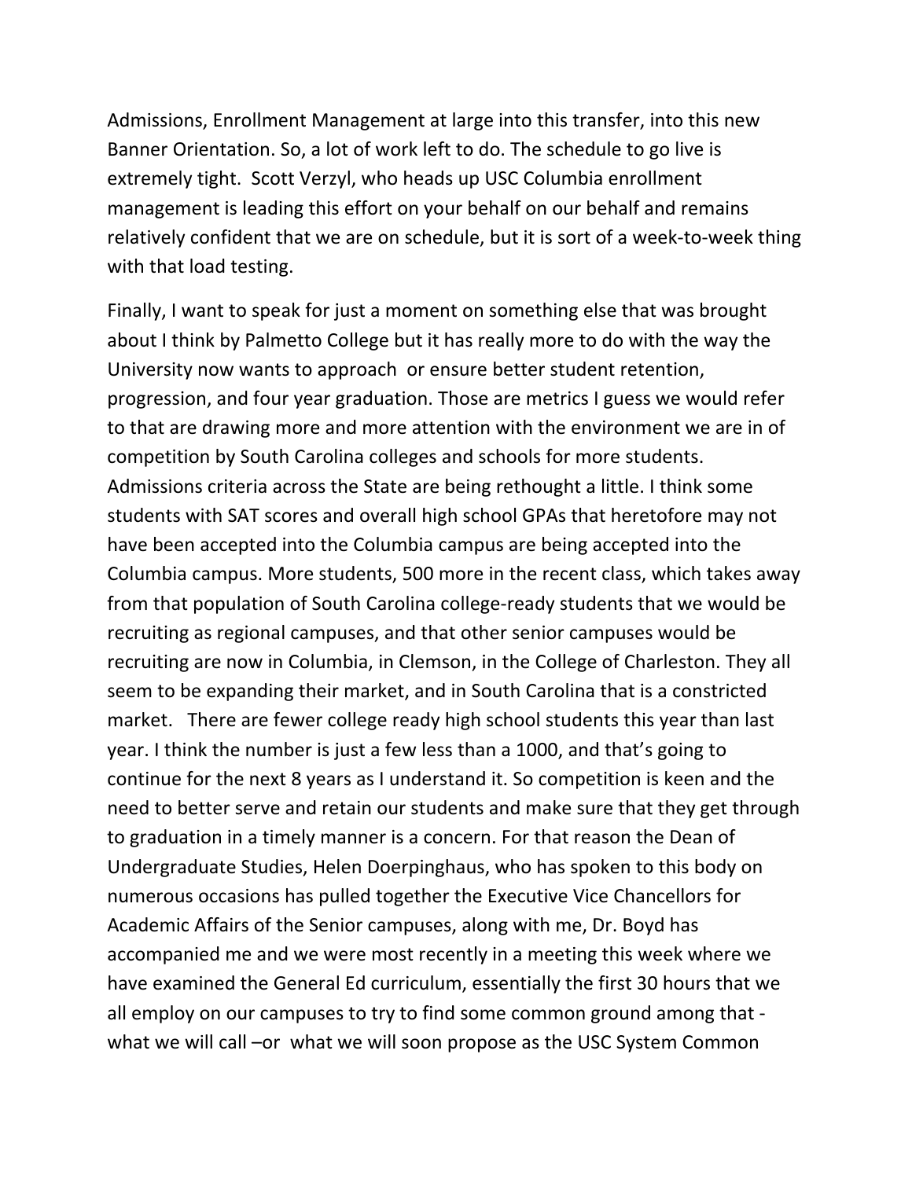Admissions, Enrollment Management at large into this transfer, into this new Banner Orientation. So, a lot of work left to do. The schedule to go live is extremely tight. Scott Verzyl, who heads up USC Columbia enrollment management is leading this effort on your behalf on our behalf and remains relatively confident that we are on schedule, but it is sort of a week-to-week thing with that load testing.

Finally, I want to speak for just a moment on something else that was brought about I think by Palmetto College but it has really more to do with the way the University now wants to approach or ensure better student retention, progression, and four year graduation. Those are metrics I guess we would refer to that are drawing more and more attention with the environment we are in of competition by South Carolina colleges and schools for more students. Admissions criteria across the State are being rethought a little. I think some students with SAT scores and overall high school GPAs that heretofore may not have been accepted into the Columbia campus are being accepted into the Columbia campus. More students, 500 more in the recent class, which takes away from that population of South Carolina college-ready students that we would be recruiting as regional campuses, and that other senior campuses would be recruiting are now in Columbia, in Clemson, in the College of Charleston. They all seem to be expanding their market, and in South Carolina that is a constricted market. There are fewer college ready high school students this year than last year. I think the number is just a few less than a 1000, and that's going to continue for the next 8 years as I understand it. So competition is keen and the need to better serve and retain our students and make sure that they get through to graduation in a timely manner is a concern. For that reason the Dean of Undergraduate Studies, Helen Doerpinghaus, who has spoken to this body on numerous occasions has pulled together the Executive Vice Chancellors for Academic Affairs of the Senior campuses, along with me, Dr. Boyd has accompanied me and we were most recently in a meeting this week where we have examined the General Ed curriculum, essentially the first 30 hours that we all employ on our campuses to try to find some common ground among that - what we will call –or what we will soon propose as the USC System Common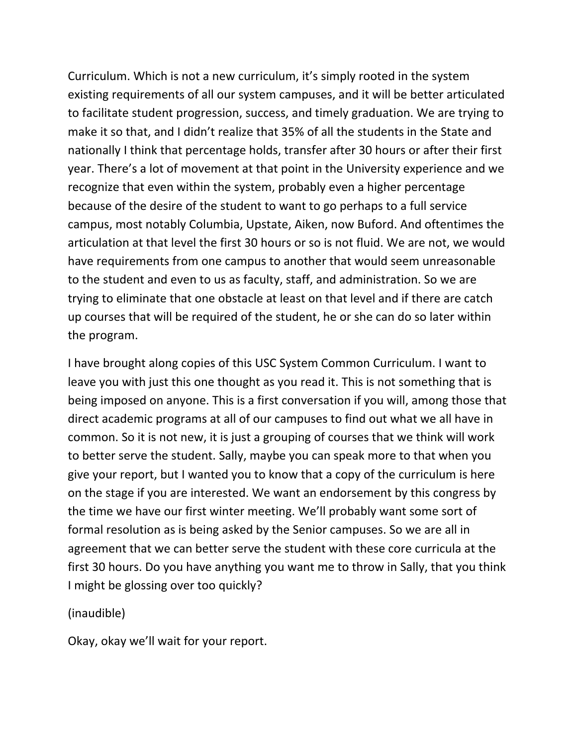Curriculum. Which is not a new curriculum, it's simply rooted in the system existing requirements of all our system campuses, and it will be better articulated to facilitate student progression, success, and timely graduation. We are trying to make it so that, and I didn't realize that 35% of all the students in the State and nationally I think that percentage holds, transfer after 30 hours or after their first year. There's a lot of movement at that point in the University experience and we recognize that even within the system, probably even a higher percentage because of the desire of the student to want to go perhaps to a full service campus, most notably Columbia, Upstate, Aiken, now Buford. And oftentimes the articulation at that level the first 30 hours or so is not fluid. We are not, we would have requirements from one campus to another that would seem unreasonable to the student and even to us as faculty, staff, and administration. So we are trying to eliminate that one obstacle at least on that level and if there are catch up courses that will be required of the student, he or she can do so later within the program.

I have brought along copies of this USC System Common Curriculum. I want to leave you with just this one thought as you read it. This is not something that is being imposed on anyone. This is a first conversation if you will, among those that direct academic programs at all of our campuses to find out what we all have in common. So it is not new, it is just a grouping of courses that we think will work to better serve the student. Sally, maybe you can speak more to that when you give your report, but I wanted you to know that a copy of the curriculum is here on the stage if you are interested. We want an endorsement by this congress by the time we have our first winter meeting. We'll probably want some sort of formal resolution as is being asked by the Senior campuses. So we are all in agreement that we can better serve the student with these core curricula at the first 30 hours. Do you have anything you want me to throw in Sally, that you think I might be glossing over too quickly?

(inaudible)

Okay, okay we'll wait for your report.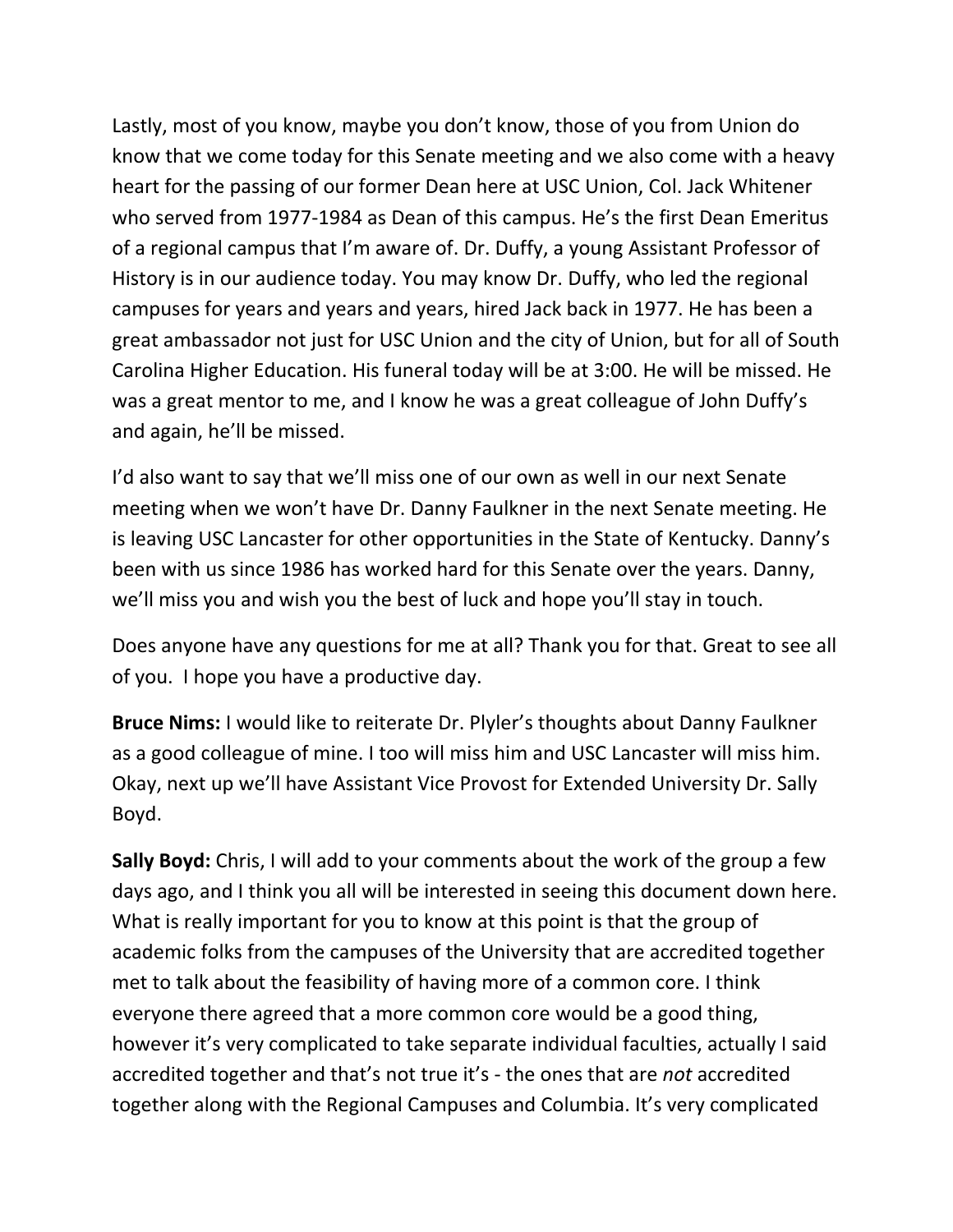Lastly, most of you know, maybe you don't know, those of you from Union do know that we come today for this Senate meeting and we also come with a heavy heart for the passing of our former Dean here at USC Union, Col. Jack Whitener who served from 1977-1984 as Dean of this campus. He's the first Dean Emeritus of a regional campus that I'm aware of. Dr. Duffy, a young Assistant Professor of History is in our audience today. You may know Dr. Duffy, who led the regional campuses for years and years and years, hired Jack back in 1977. He has been a great ambassador not just for USC Union and the city of Union, but for all of South Carolina Higher Education. His funeral today will be at 3:00. He will be missed. He was a great mentor to me, and I know he was a great colleague of John Duffy's and again, he'll be missed.

I'd also want to say that we'll miss one of our own as well in our next Senate meeting when we won't have Dr. Danny Faulkner in the next Senate meeting. He is leaving USC Lancaster for other opportunities in the State of Kentucky. Danny's been with us since 1986 has worked hard for this Senate over the years. Danny, we'll miss you and wish you the best of luck and hope you'll stay in touch.

Does anyone have any questions for me at all? Thank you for that. Great to see all of you. I hope you have a productive day.

**Bruce Nims:** I would like to reiterate Dr. Plyler's thoughts about Danny Faulkner as a good colleague of mine. I too will miss him and USC Lancaster will miss him. Okay, next up we'll have Assistant Vice Provost for Extended University Dr. Sally Boyd.

**Sally Boyd:** Chris, I will add to your comments about the work of the group a few days ago, and I think you all will be interested in seeing this document down here. What is really important for you to know at this point is that the group of academic folks from the campuses of the University that are accredited together met to talk about the feasibility of having more of a common core. I think everyone there agreed that a more common core would be a good thing, however it's very complicated to take separate individual faculties, actually I said accredited together and that's not true it's - the ones that are *not* accredited together along with the Regional Campuses and Columbia. It's very complicated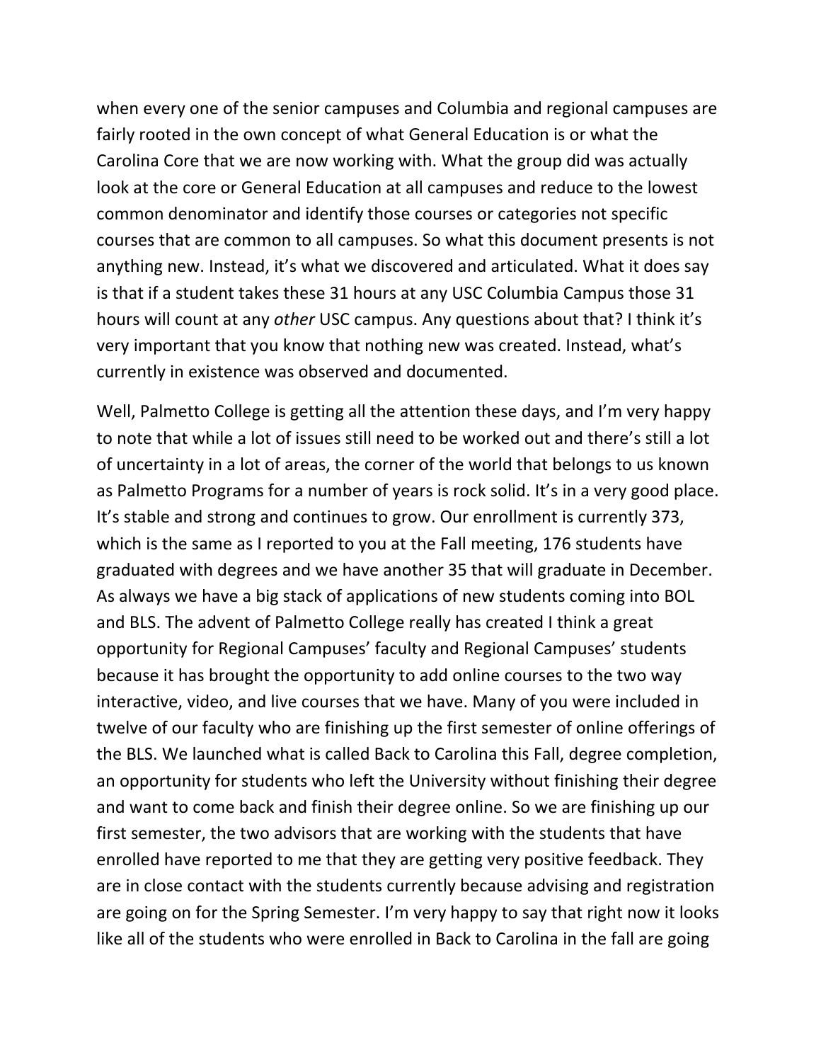when every one of the senior campuses and Columbia and regional campuses are fairly rooted in the own concept of what General Education is or what the Carolina Core that we are now working with. What the group did was actually look at the core or General Education at all campuses and reduce to the lowest common denominator and identify those courses or categories not specific courses that are common to all campuses. So what this document presents is not anything new. Instead, it's what we discovered and articulated. What it does say is that if a student takes these 31 hours at any USC Columbia Campus those 31 hours will count at any *other* USC campus. Any questions about that? I think it's very important that you know that nothing new was created. Instead, what's currently in existence was observed and documented.

Well, Palmetto College is getting all the attention these days, and I'm very happy to note that while a lot of issues still need to be worked out and there's still a lot of uncertainty in a lot of areas, the corner of the world that belongs to us known as Palmetto Programs for a number of years is rock solid. It's in a very good place. It's stable and strong and continues to grow. Our enrollment is currently 373, which is the same as I reported to you at the Fall meeting, 176 students have graduated with degrees and we have another 35 that will graduate in December. As always we have a big stack of applications of new students coming into BOL and BLS. The advent of Palmetto College really has created I think a great opportunity for Regional Campuses' faculty and Regional Campuses' students because it has brought the opportunity to add online courses to the two way interactive, video, and live courses that we have. Many of you were included in twelve of our faculty who are finishing up the first semester of online offerings of the BLS. We launched what is called Back to Carolina this Fall, degree completion, an opportunity for students who left the University without finishing their degree and want to come back and finish their degree online. So we are finishing up our first semester, the two advisors that are working with the students that have enrolled have reported to me that they are getting very positive feedback. They are in close contact with the students currently because advising and registration are going on for the Spring Semester. I'm very happy to say that right now it looks like all of the students who were enrolled in Back to Carolina in the fall are going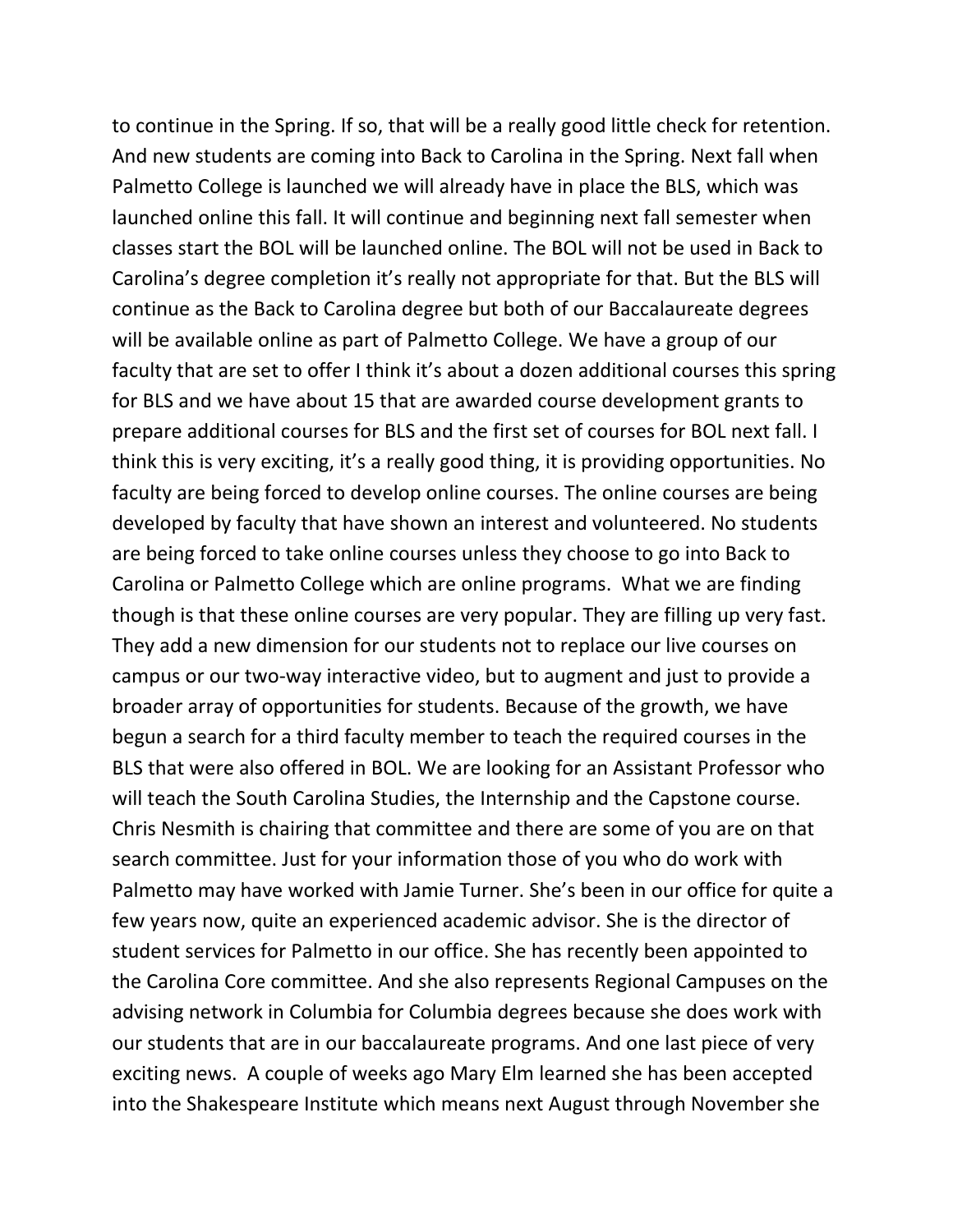to continue in the Spring. If so, that will be a really good little check for retention. And new students are coming into Back to Carolina in the Spring. Next fall when Palmetto College is launched we will already have in place the BLS, which was launched online this fall. It will continue and beginning next fall semester when classes start the BOL will be launched online. The BOL will not be used in Back to Carolina's degree completion it's really not appropriate for that. But the BLS will continue as the Back to Carolina degree but both of our Baccalaureate degrees will be available online as part of Palmetto College. We have a group of our faculty that are set to offer I think it's about a dozen additional courses this spring for BLS and we have about 15 that are awarded course development grants to prepare additional courses for BLS and the first set of courses for BOL next fall. I think this is very exciting, it's a really good thing, it is providing opportunities. No faculty are being forced to develop online courses. The online courses are being developed by faculty that have shown an interest and volunteered. No students are being forced to take online courses unless they choose to go into Back to Carolina or Palmetto College which are online programs. What we are finding though is that these online courses are very popular. They are filling up very fast. They add a new dimension for our students not to replace our live courses on campus or our two-way interactive video, but to augment and just to provide a broader array of opportunities for students. Because of the growth, we have begun a search for a third faculty member to teach the required courses in the BLS that were also offered in BOL. We are looking for an Assistant Professor who will teach the South Carolina Studies, the Internship and the Capstone course. Chris Nesmith is chairing that committee and there are some of you are on that search committee. Just for your information those of you who do work with Palmetto may have worked with Jamie Turner. She's been in our office for quite a few years now, quite an experienced academic advisor. She is the director of student services for Palmetto in our office. She has recently been appointed to the Carolina Core committee. And she also represents Regional Campuses on the advising network in Columbia for Columbia degrees because she does work with our students that are in our baccalaureate programs. And one last piece of very exciting news. A couple of weeks ago Mary Elm learned she has been accepted into the Shakespeare Institute which means next August through November she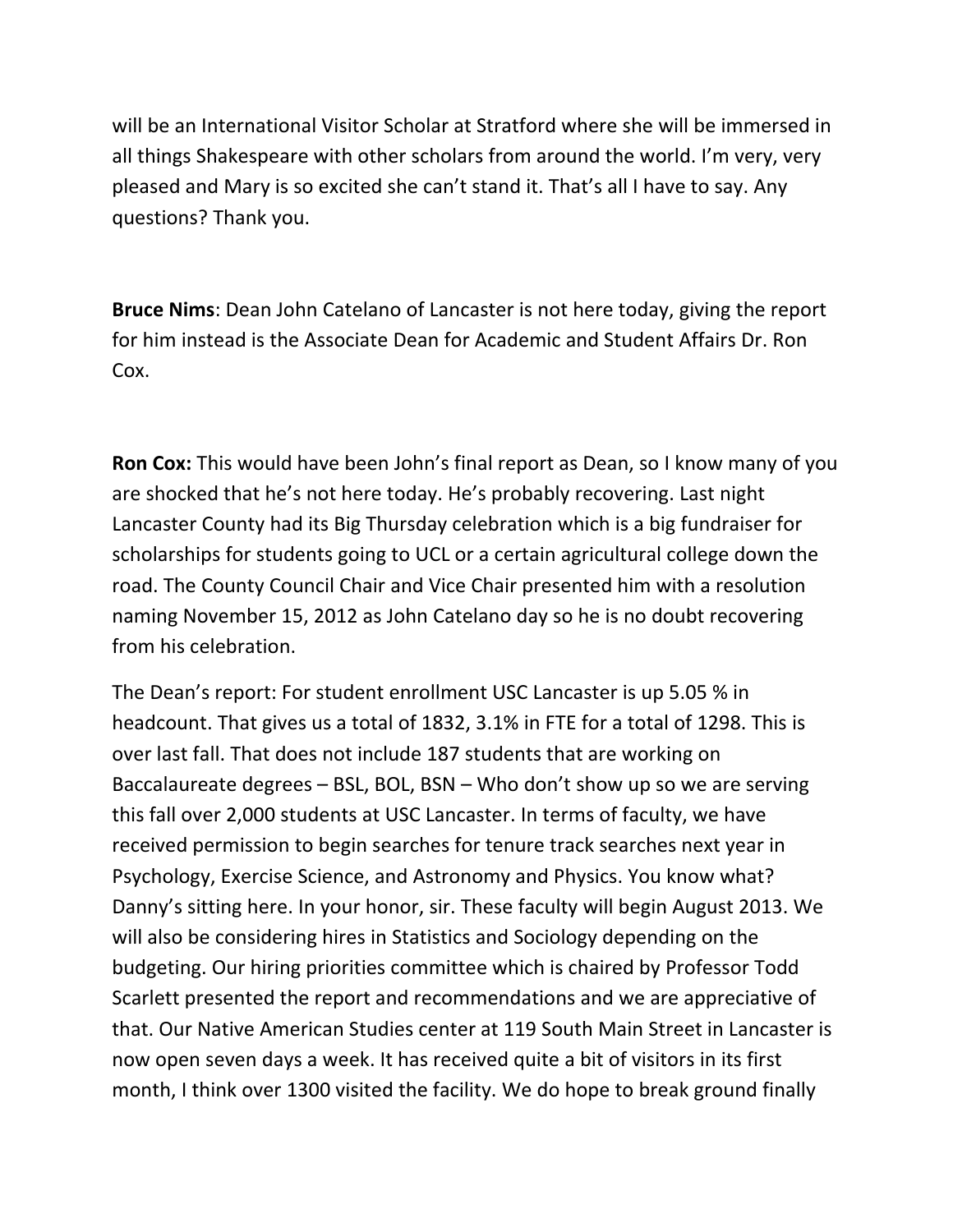will be an International Visitor Scholar at Stratford where she will be immersed in all things Shakespeare with other scholars from around the world. I'm very, very pleased and Mary is so excited she can't stand it. That's all I have to say. Any questions? Thank you.

**Bruce Nims**: Dean John Catelano of Lancaster is not here today, giving the report for him instead is the Associate Dean for Academic and Student Affairs Dr. Ron Cox.

**Ron Cox:** This would have been John's final report as Dean, so I know many of you are shocked that he's not here today. He's probably recovering. Last night Lancaster County had its Big Thursday celebration which is a big fundraiser for scholarships for students going to UCL or a certain agricultural college down the road. The County Council Chair and Vice Chair presented him with a resolution naming November 15, 2012 as John Catelano day so he is no doubt recovering from his celebration.

The Dean's report: For student enrollment USC Lancaster is up 5.05 % in headcount. That gives us a total of 1832, 3.1% in FTE for a total of 1298. This is over last fall. That does not include 187 students that are working on Baccalaureate degrees – BSL, BOL, BSN – Who don't show up so we are serving this fall over 2,000 students at USC Lancaster. In terms of faculty, we have received permission to begin searches for tenure track searches next year in Psychology, Exercise Science, and Astronomy and Physics. You know what? Danny's sitting here. In your honor, sir. These faculty will begin August 2013. We will also be considering hires in Statistics and Sociology depending on the budgeting. Our hiring priorities committee which is chaired by Professor Todd Scarlett presented the report and recommendations and we are appreciative of that. Our Native American Studies center at 119 South Main Street in Lancaster is now open seven days a week. It has received quite a bit of visitors in its first month, I think over 1300 visited the facility. We do hope to break ground finally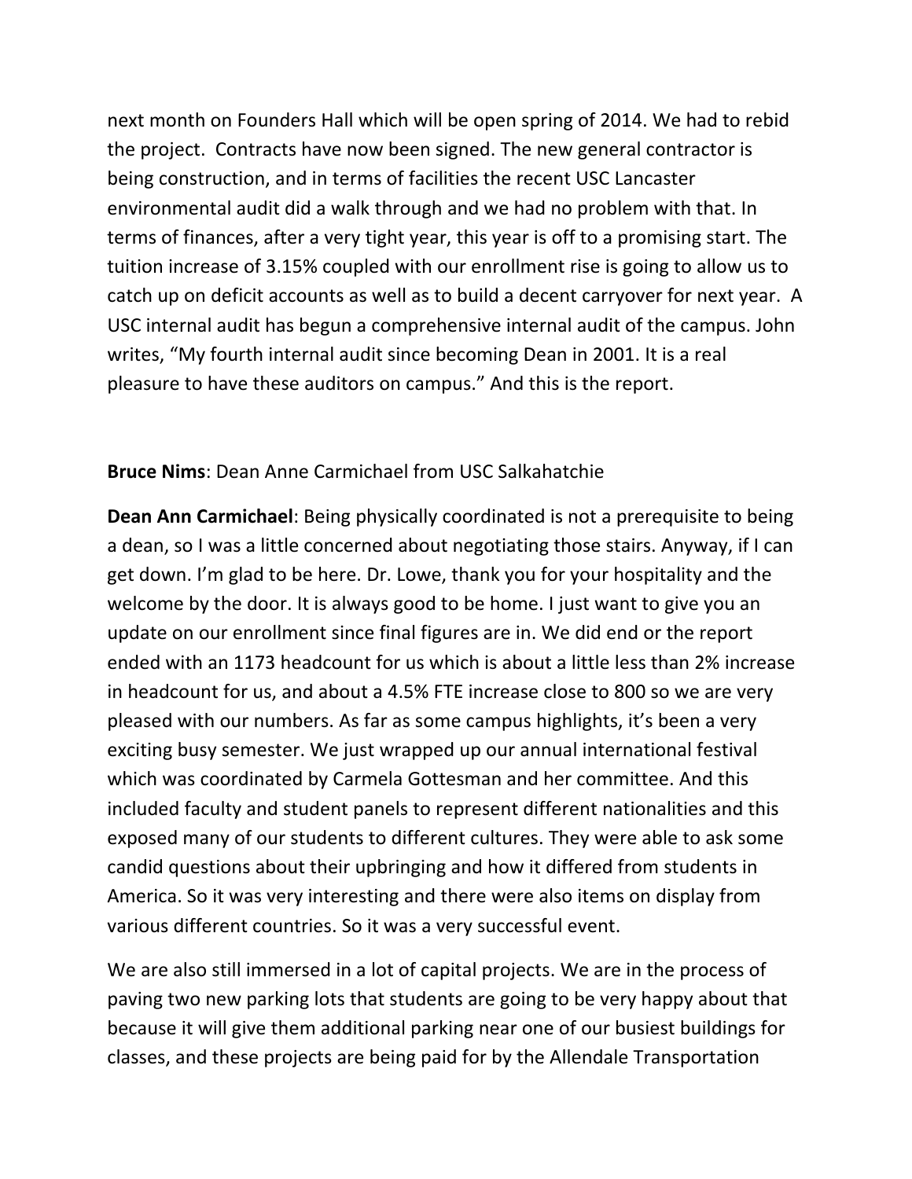next month on Founders Hall which will be open spring of 2014. We had to rebid the project. Contracts have now been signed. The new general contractor is being construction, and in terms of facilities the recent USC Lancaster environmental audit did a walk through and we had no problem with that. In terms of finances, after a very tight year, this year is off to a promising start. The tuition increase of 3.15% coupled with our enrollment rise is going to allow us to catch up on deficit accounts as well as to build a decent carryover for next year. A USC internal audit has begun a comprehensive internal audit of the campus. John writes, "My fourth internal audit since becoming Dean in 2001. It is a real pleasure to have these auditors on campus." And this is the report.

**Bruce Nims**: Dean Anne Carmichael from USC Salkahatchie

**Dean Ann Carmichael**: Being physically coordinated is not a prerequisite to being a dean, so I was a little concerned about negotiating those stairs. Anyway, if I can get down. I'm glad to be here. Dr. Lowe, thank you for your hospitality and the welcome by the door. It is always good to be home. I just want to give you an update on our enrollment since final figures are in. We did end or the report ended with an 1173 headcount for us which is about a little less than 2% increase in headcount for us, and about a 4.5% FTE increase close to 800 so we are very pleased with our numbers. As far as some campus highlights, it's been a very exciting busy semester. We just wrapped up our annual international festival which was coordinated by Carmela Gottesman and her committee. And this included faculty and student panels to represent different nationalities and this exposed many of our students to different cultures. They were able to ask some candid questions about their upbringing and how it differed from students in America. So it was very interesting and there were also items on display from various different countries. So it was a very successful event.

We are also still immersed in a lot of capital projects. We are in the process of paving two new parking lots that students are going to be very happy about that because it will give them additional parking near one of our busiest buildings for classes, and these projects are being paid for by the Allendale Transportation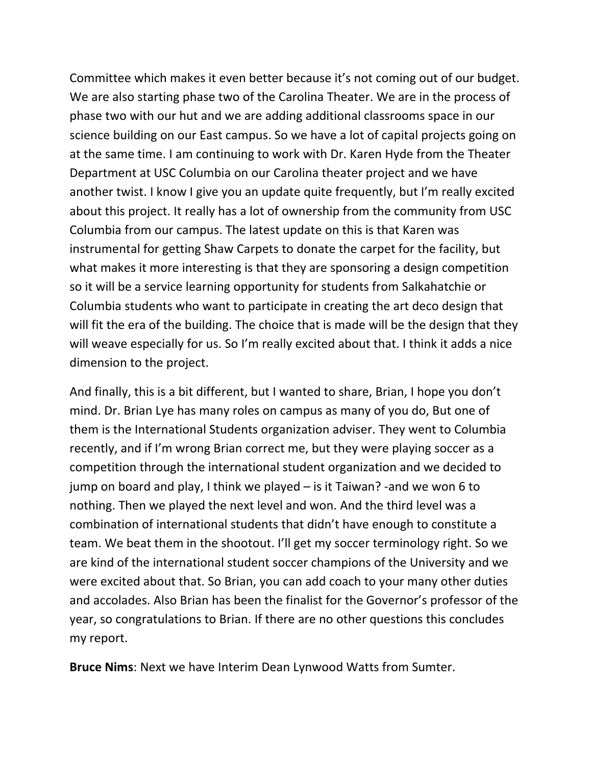Committee which makes it even better because it's not coming out of our budget. We are also starting phase two of the Carolina Theater. We are in the process of phase two with our hut and we are adding additional classrooms space in our science building on our East campus. So we have a lot of capital projects going on at the same time. I am continuing to work with Dr. Karen Hyde from the Theater Department at USC Columbia on our Carolina theater project and we have another twist. I know I give you an update quite frequently, but I'm really excited about this project. It really has a lot of ownership from the community from USC Columbia from our campus. The latest update on this is that Karen was instrumental for getting Shaw Carpets to donate the carpet for the facility, but what makes it more interesting is that they are sponsoring a design competition so it will be a service learning opportunity for students from Salkahatchie or Columbia students who want to participate in creating the art deco design that will fit the era of the building. The choice that is made will be the design that they will weave especially for us. So I'm really excited about that. I think it adds a nice dimension to the project.

And finally, this is a bit different, but I wanted to share, Brian, I hope you don't mind. Dr. Brian Lye has many roles on campus as many of you do, But one of them is the International Students organization adviser. They went to Columbia recently, and if I'm wrong Brian correct me, but they were playing soccer as a competition through the international student organization and we decided to jump on board and play, I think we played – is it Taiwan? -and we won 6 to nothing. Then we played the next level and won. And the third level was a combination of international students that didn't have enough to constitute a team. We beat them in the shootout. I'll get my soccer terminology right. So we are kind of the international student soccer champions of the University and we were excited about that. So Brian, you can add coach to your many other duties and accolades. Also Brian has been the finalist for the Governor's professor of the year, so congratulations to Brian. If there are no other questions this concludes my report.

**Bruce Nims**: Next we have Interim Dean Lynwood Watts from Sumter.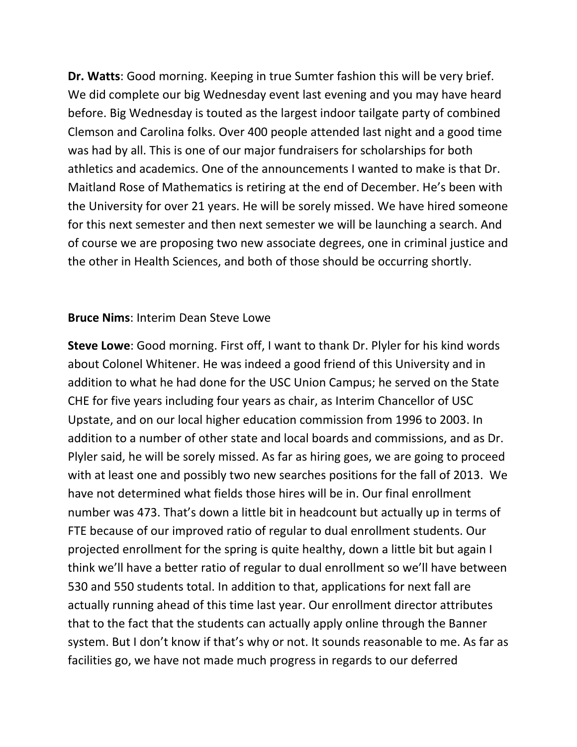**Dr. Watts**: Good morning. Keeping in true Sumter fashion this will be very brief. We did complete our big Wednesday event last evening and you may have heard before. Big Wednesday is touted as the largest indoor tailgate party of combined Clemson and Carolina folks. Over 400 people attended last night and a good time was had by all. This is one of our major fundraisers for scholarships for both athletics and academics. One of the announcements I wanted to make is that Dr. Maitland Rose of Mathematics is retiring at the end of December. He's been with the University for over 21 years. He will be sorely missed. We have hired someone for this next semester and then next semester we will be launching a search. And of course we are proposing two new associate degrees, one in criminal justice and the other in Health Sciences, and both of those should be occurring shortly.

**Bruce Nims**: Interim Dean Steve Lowe

**Steve Lowe**: Good morning. First off, I want to thank Dr. Plyler for his kind words about Colonel Whitener. He was indeed a good friend of this University and in addition to what he had done for the USC Union Campus; he served on the State CHE for five years including four years as chair, as Interim Chancellor of USC Upstate, and on our local higher education commission from 1996 to 2003. In addition to a number of other state and local boards and commissions, and as Dr. Plyler said, he will be sorely missed. As far as hiring goes, we are going to proceed with at least one and possibly two new searches positions for the fall of 2013. We have not determined what fields those hires will be in. Our final enrollment number was 473. That's down a little bit in headcount but actually up in terms of FTE because of our improved ratio of regular to dual enrollment students. Our projected enrollment for the spring is quite healthy, down a little bit but again I think we'll have a better ratio of regular to dual enrollment so we'll have between 530 and 550 students total. In addition to that, applications for next fall are actually running ahead of this time last year. Our enrollment director attributes that to the fact that the students can actually apply online through the Banner system. But I don't know if that's why or not. It sounds reasonable to me. As far as facilities go, we have not made much progress in regards to our deferred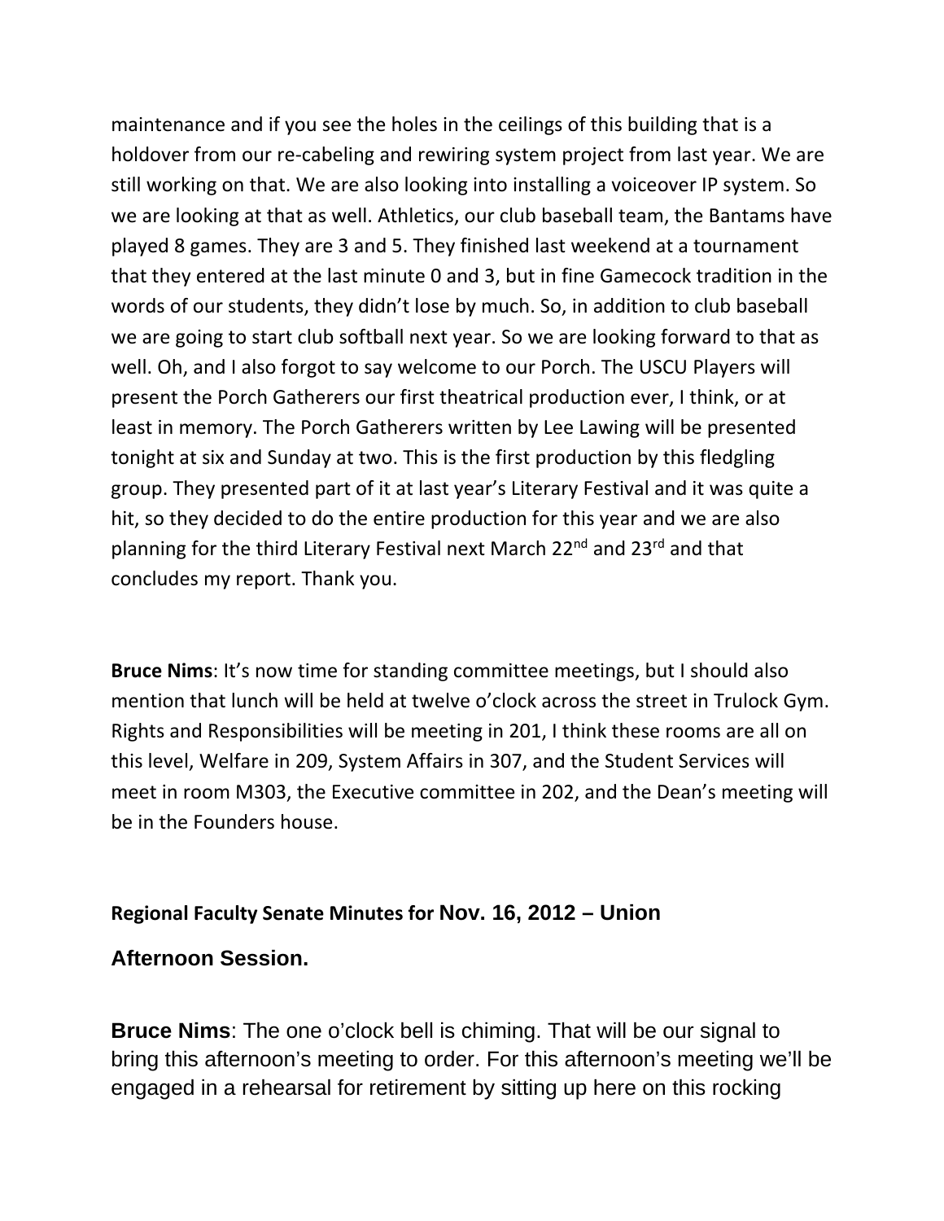maintenance and if you see the holes in the ceilings of this building that is a holdover from our re-cabeling and rewiring system project from last year. We are still working on that. We are also looking into installing a voiceover IP system. So we are looking at that as well. Athletics, our club baseball team, the Bantams have played 8 games. They are 3 and 5. They finished last weekend at a tournament that they entered at the last minute 0 and 3, but in fine Gamecock tradition in the words of our students, they didn't lose by much. So, in addition to club baseball we are going to start club softball next year. So we are looking forward to that as well. Oh, and I also forgot to say welcome to our Porch. The USCU Players will present the Porch Gatherers our first theatrical production ever, I think, or at least in memory. The Porch Gatherers written by Lee Lawing will be presented tonight at six and Sunday at two. This is the first production by this fledgling group. They presented part of it at last year's Literary Festival and it was quite a hit, so they decided to do the entire production for this year and we are also planning for the third Literary Festival next March 22nd and 23rd and that concludes my report. Thank you.

**Bruce Nims**: It's now time for standing committee meetings, but I should also mention that lunch will be held at twelve o'clock across the street in Trulock Gym. Rights and Responsibilities will be meeting in 201, I think these rooms are all on this level, Welfare in 209, System Affairs in 307, and the Student Services will meet in room M303, the Executive committee in 202, and the Dean's meeting will be in the Founders house.

## Regional Faculty Senate Minutes for Nov. 16, 2012 – Union

## Afternoon Session.

**Bruce Nims**: The one o'clock bell is chiming. That will be our signal to bring this afternoon's meeting to order. For this afternoon's meeting we'll be engaged in a rehearsal for retirement by sitting up here on this rocking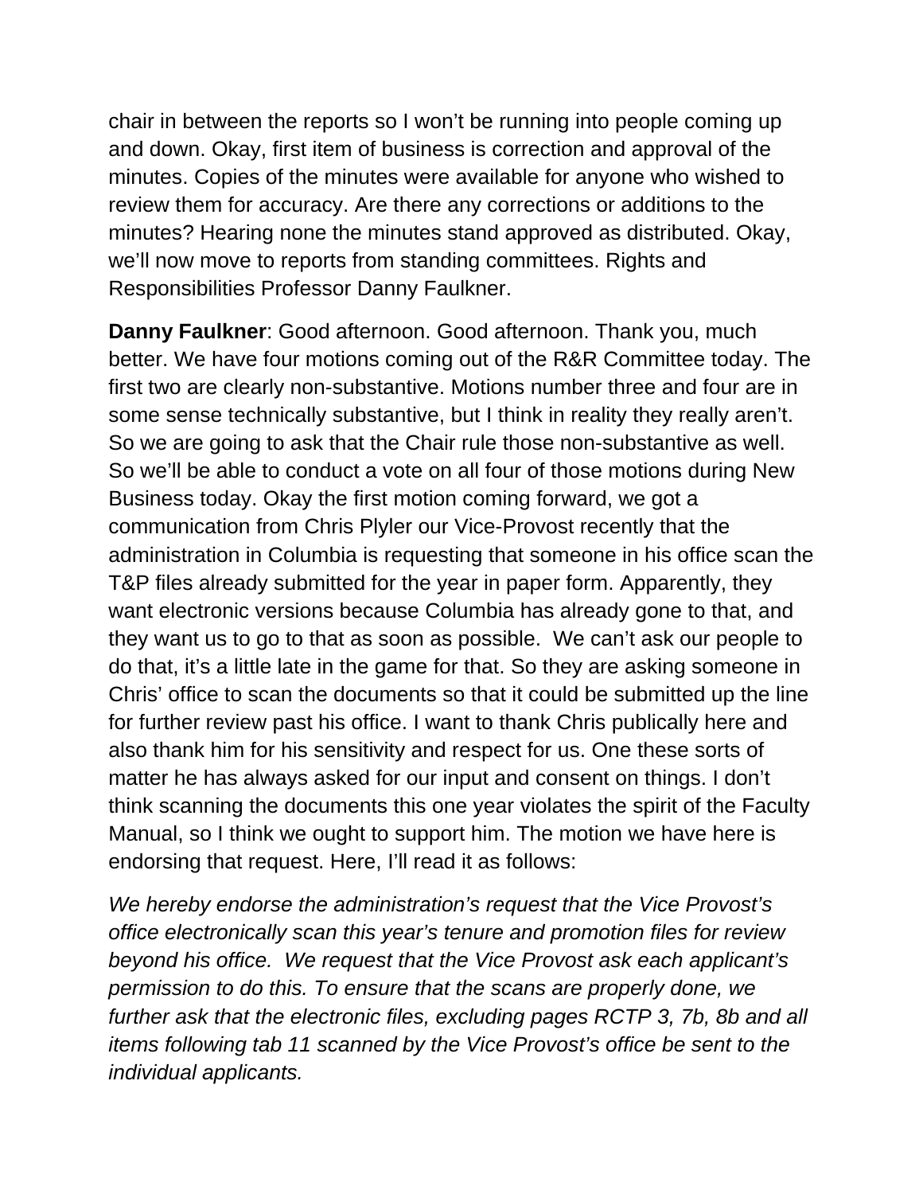chair in between the reports so I won't be running into people coming up and down. Okay, first item of business is correction and approval of the minutes. Copies of the minutes were available for anyone who wished to review them for accuracy. Are there any corrections or additions to the minutes? Hearing none the minutes stand approved as distributed. Okay, we'll now move to reports from standing committees. Rights and Responsibilities Professor Danny Faulkner.

**Danny Faulkner**: Good afternoon. Good afternoon. Thank you, much better. We have four motions coming out of the R&R Committee today. The first two are clearly non-substantive. Motions number three and four are in some sense technically substantive, but I think in reality they really aren't. So we are going to ask that the Chair rule those non-substantive as well. So we'll be able to conduct a vote on all four of those motions during New Business today. Okay the first motion coming forward, we got a communication from Chris Plyler our Vice-Provost recently that the administration in Columbia is requesting that someone in his office scan the T&P files already submitted for the year in paper form. Apparently, they want electronic versions because Columbia has already gone to that, and they want us to go to that as soon as possible. We can't ask our people to do that, it's a little late in the game for that. So they are asking someone in Chris' office to scan the documents so that it could be submitted up the line for further review past his office. I want to thank Chris publically here and also thank him for his sensitivity and respect for us. One these sorts of matter he has always asked for our input and consent on things. I don't think scanning the documents this one year violates the spirit of the Faculty Manual, so I think we ought to support him. The motion we have here is endorsing that request. Here, I'll read it as follows:

*We hereby endorse the administration's request that the Vice Provost's office electronically scan this year's tenure and promotion files for review beyond his office. We request that the Vice Provost ask each applicant's permission to do this. To ensure that the scans are properly done, we further ask that the electronic files, excluding pages RCTP 3, 7b, 8b and all items following tab 11 scanned by the Vice Provost's office be sent to the individual applicants.*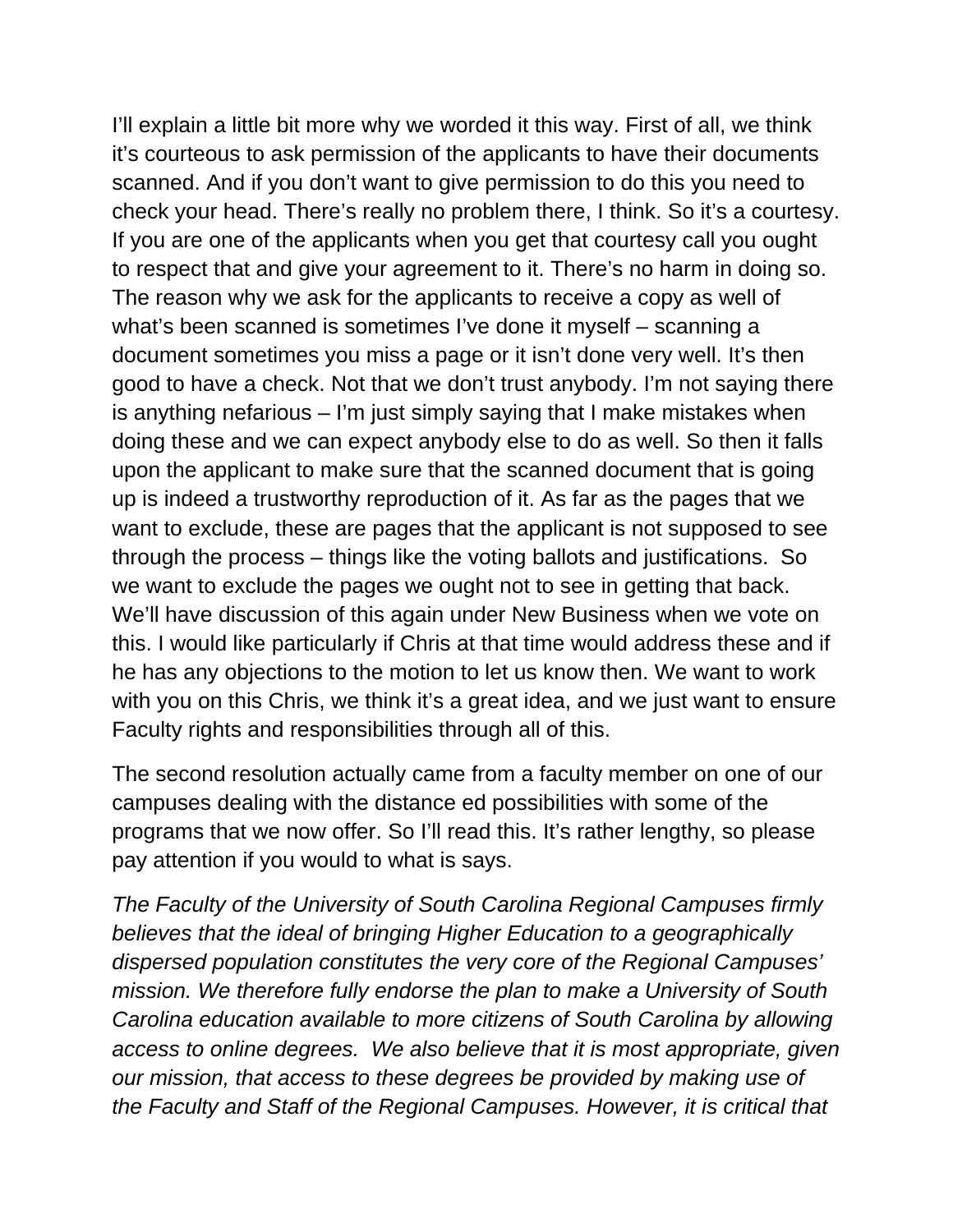I'll explain a little bit more why we worded it this way. First of all, we think it's courteous to ask permission of the applicants to have their documents scanned. And if you don't want to give permission to do this you need to check your head. There's really no problem there, I think. So it's a courtesy. If you are one of the applicants when you get that courtesy call you ought to respect that and give your agreement to it. There's no harm in doing so. The reason why we ask for the applicants to receive a copy as well of what's been scanned is sometimes I've done it myself – scanning a document sometimes you miss a page or it isn't done very well. It's then good to have a check. Not that we don't trust anybody. I'm not saying there is anything nefarious – I'm just simply saying that I make mistakes when doing these and we can expect anybody else to do as well. So then it falls upon the applicant to make sure that the scanned document that is going up is indeed a trustworthy reproduction of it. As far as the pages that we want to exclude, these are pages that the applicant is not supposed to see through the process – things like the voting ballots and justifications.  So we want to exclude the pages we ought not to see in getting that back. We'll have discussion of this again under New Business when we vote on this. I would like particularly if Chris at that time would address these and if he has any objections to the motion to let us know then. We want to work with you on this Chris, we think it's a great idea, and we just want to ensure Faculty rights and responsibilities through all of this.

The second resolution actually came from a faculty member on one of our campuses dealing with the distance ed possibilities with some of the programs that we now offer. So I'll read this. It's rather lengthy, so please pay attention if you would to what is says.

*The Faculty of the University of South Carolina Regional Campuses firmly believes that the ideal of bringing Higher Education to a geographically dispersed population constitutes the very core of the Regional Campuses' mission. We therefore fully endorse the plan to make a University of South Carolina education available to more citizens of South Carolina by allowing access to online degrees.  We also believe that it is most appropriate, given our mission, that access to these degrees be provided by making use of the Faculty and Staff of the Regional Campuses. However, it is critical that*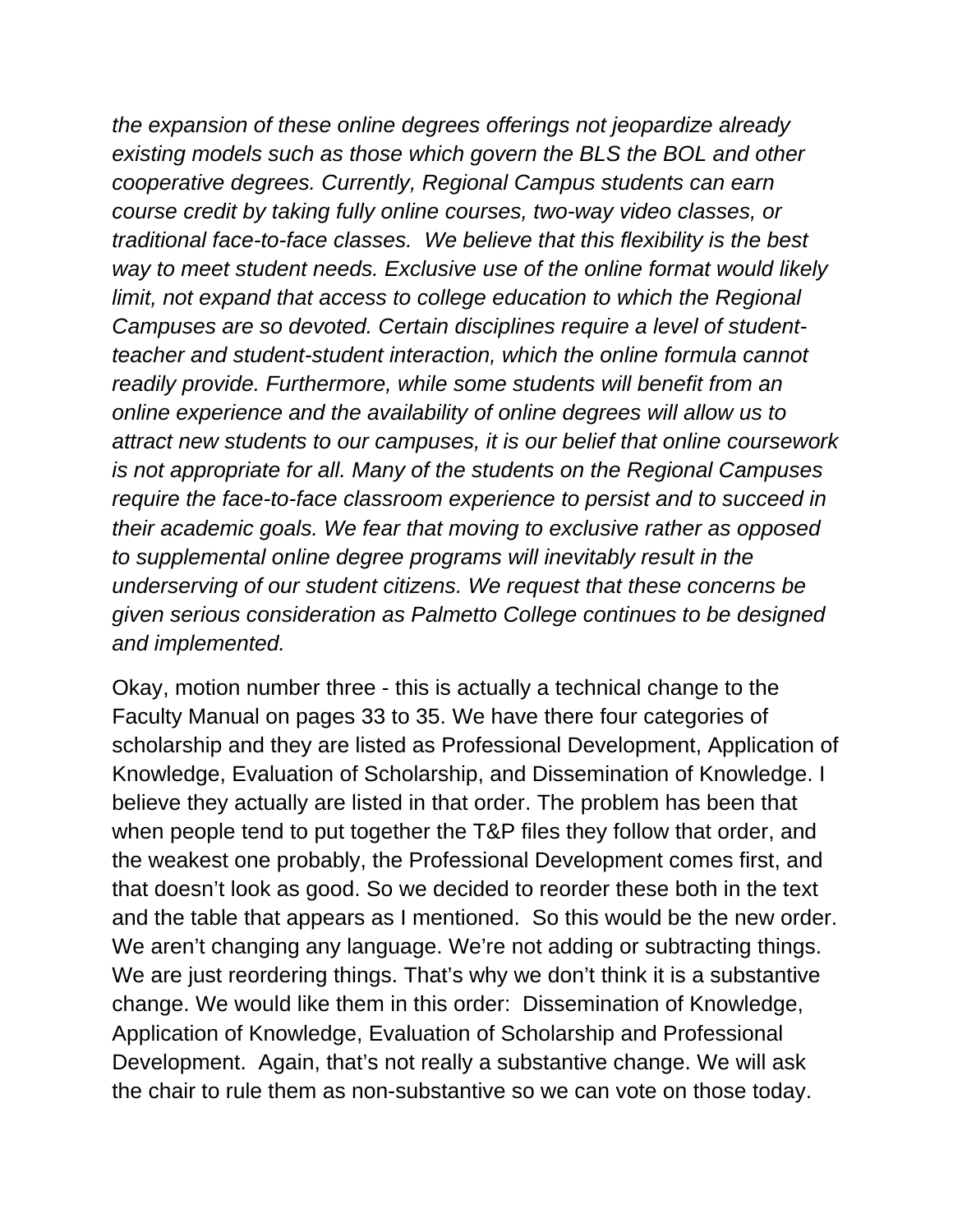*the expansion of these online degrees offerings not jeopardize already existing models such as those which govern the BLS the BOL and other cooperative degrees. Currently, Regional Campus students can earn course credit by taking fully online courses, two-way video classes, or traditional face-to-face classes. We believe that this flexibility is the best way to meet student needs. Exclusive use of the online format would likely limit, not expand that access to college education to which the Regional Campuses are so devoted. Certain disciplines require a level of student-teacher and student-student interaction, which the online formula cannot readily provide. Furthermore, while some students will benefit from an online experience and the availability of online degrees will allow us to attract new students to our campuses, it is our belief that online coursework is not appropriate for all. Many of the students on the Regional Campuses require the face-to-face classroom experience to persist and to succeed in their academic goals. We fear that moving to exclusive rather as opposed to supplemental online degree programs will inevitably result in the underserving of our student citizens. We request that these concerns be given serious consideration as Palmetto College continues to be designed and implemented.*

Okay, motion number three - this is actually a technical change to the Faculty Manual on pages 33 to 35. We have there four categories of scholarship and they are listed as Professional Development, Application of Knowledge, Evaluation of Scholarship, and Dissemination of Knowledge. I believe they actually are listed in that order. The problem has been that when people tend to put together the T&P files they follow that order, and the weakest one probably, the Professional Development comes first, and that doesn't look as good. So we decided to reorder these both in the text and the table that appears as I mentioned. So this would be the new order. We aren't changing any language. We're not adding or subtracting things. We are just reordering things. That's why we don't think it is a substantive change. We would like them in this order: Dissemination of Knowledge, Application of Knowledge, Evaluation of Scholarship and Professional Development. Again, that's not really a substantive change. We will ask the chair to rule them as non-substantive so we can vote on those today.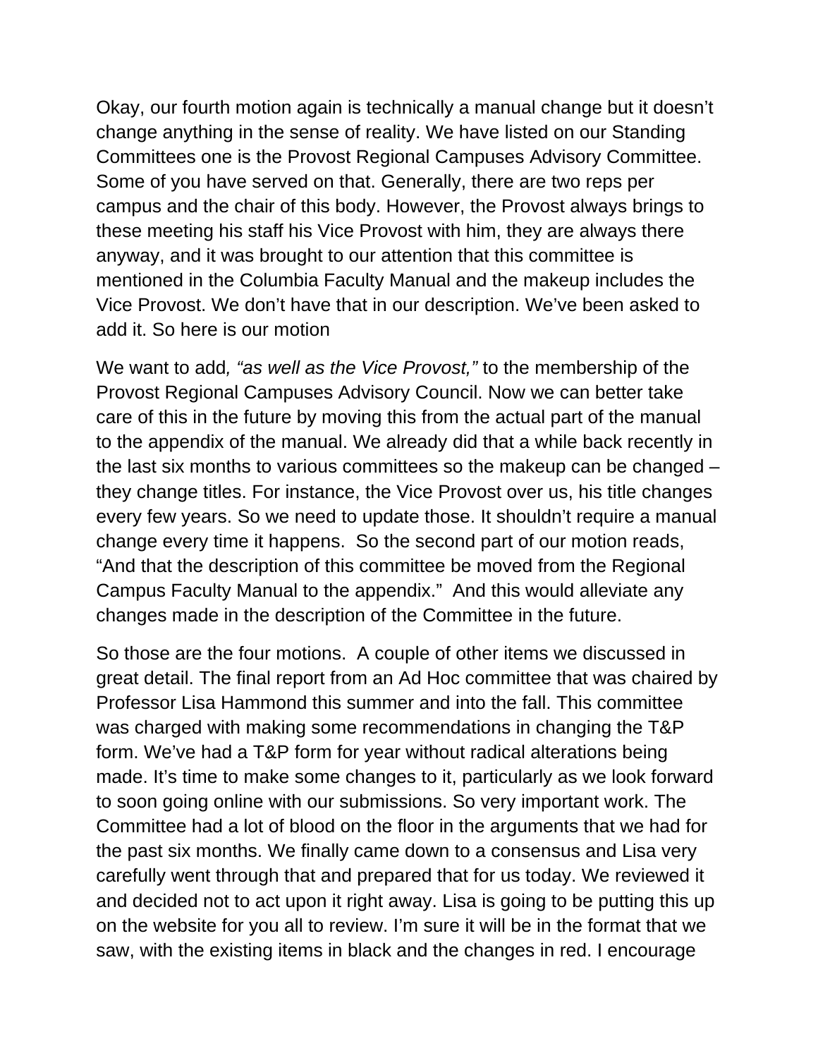Okay, our fourth motion again is technically a manual change but it doesn't change anything in the sense of reality. We have listed on our Standing Committees one is the Provost Regional Campuses Advisory Committee. Some of you have served on that. Generally, there are two reps per campus and the chair of this body. However, the Provost always brings to these meeting his staff his Vice Provost with him, they are always there anyway, and it was brought to our attention that this committee is mentioned in the Columbia Faculty Manual and the makeup includes the Vice Provost. We don't have that in our description. We've been asked to add it. So here is our motion

We want to add*, "as well as the Vice Provost,"* to the membership of the Provost Regional Campuses Advisory Council. Now we can better take care of this in the future by moving this from the actual part of the manual to the appendix of the manual. We already did that a while back recently in the last six months to various committees so the makeup can be changed – they change titles. For instance, the Vice Provost over us, his title changes every few years. So we need to update those. It shouldn't require a manual change every time it happens. So the second part of our motion reads, "And that the description of this committee be moved from the Regional Campus Faculty Manual to the appendix." And this would alleviate any changes made in the description of the Committee in the future.

So those are the four motions. A couple of other items we discussed in great detail. The final report from an Ad Hoc committee that was chaired by Professor Lisa Hammond this summer and into the fall. This committee was charged with making some recommendations in changing the T&P form. We've had a T&P form for year without radical alterations being made. It's time to make some changes to it, particularly as we look forward to soon going online with our submissions. So very important work. The Committee had a lot of blood on the floor in the arguments that we had for the past six months. We finally came down to a consensus and Lisa very carefully went through that and prepared that for us today. We reviewed it and decided not to act upon it right away. Lisa is going to be putting this up on the website for you all to review. I'm sure it will be in the format that we saw, with the existing items in black and the changes in red. I encourage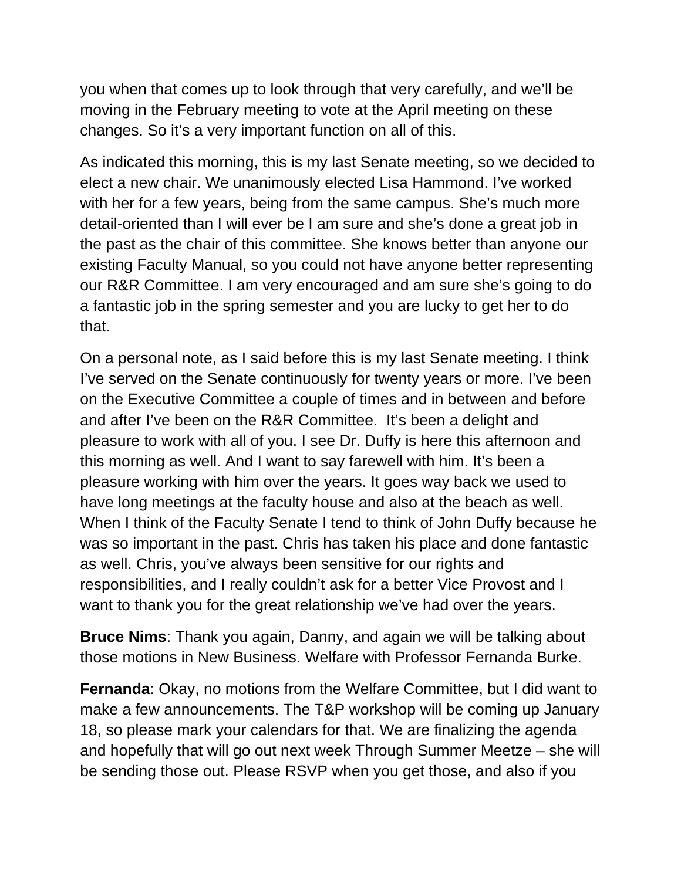you when that comes up to look through that very carefully, and we'll be moving in the February meeting to vote at the April meeting on these changes. So it's a very important function on all of this.

As indicated this morning, this is my last Senate meeting, so we decided to elect a new chair. We unanimously elected Lisa Hammond. I've worked with her for a few years, being from the same campus. She's much more detail-oriented than I will ever be I am sure and she's done a great job in the past as the chair of this committee. She knows better than anyone our existing Faculty Manual, so you could not have anyone better representing our R&R Committee. I am very encouraged and am sure she's going to do a fantastic job in the spring semester and you are lucky to get her to do that.

On a personal note, as I said before this is my last Senate meeting. I think I've served on the Senate continuously for twenty years or more. I've been on the Executive Committee a couple of times and in between and before and after I've been on the R&R Committee. It's been a delight and pleasure to work with all of you. I see Dr. Duffy is here this afternoon and this morning as well. And I want to say farewell with him. It's been a pleasure working with him over the years. It goes way back we used to have long meetings at the faculty house and also at the beach as well. When I think of the Faculty Senate I tend to think of John Duffy because he was so important in the past. Chris has taken his place and done fantastic as well. Chris, you've always been sensitive for our rights and responsibilities, and I really couldn't ask for a better Vice Provost and I want to thank you for the great relationship we've had over the years.

**Bruce Nims**: Thank you again, Danny, and again we will be talking about those motions in New Business. Welfare with Professor Fernanda Burke.

**Fernanda**: Okay, no motions from the Welfare Committee, but I did want to make a few announcements. The T&P workshop will be coming up January 18, so please mark your calendars for that. We are finalizing the agenda and hopefully that will go out next week Through Summer Meetze – she will be sending those out. Please RSVP when you get those, and also if you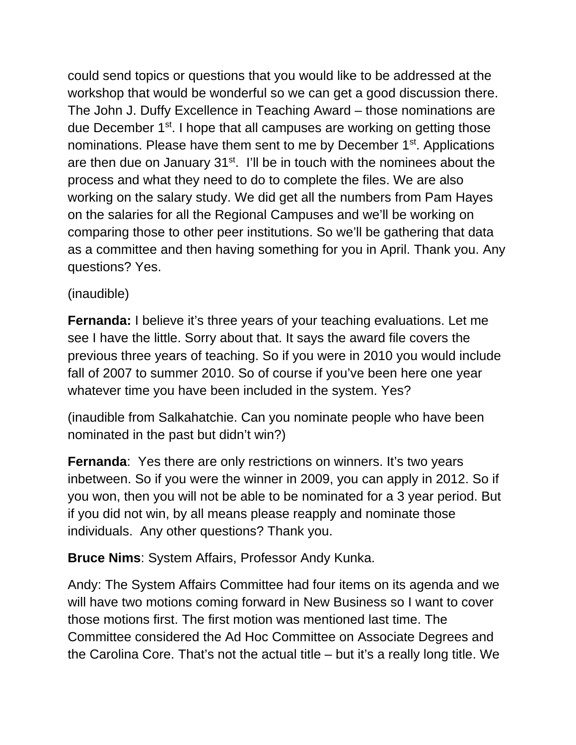could send topics or questions that you would like to be addressed at the workshop that would be wonderful so we can get a good discussion there. The John J. Duffy Excellence in Teaching Award – those nominations are due December 1st. I hope that all campuses are working on getting those nominations. Please have them sent to me by December 1st. Applications are then due on January 31st. I'll be in touch with the nominees about the process and what they need to do to complete the files. We are also working on the salary study. We did get all the numbers from Pam Hayes on the salaries for all the Regional Campuses and we'll be working on comparing those to other peer institutions. So we'll be gathering that data as a committee and then having something for you in April. Thank you. Any questions? Yes.

(inaudible)

**Fernanda:** I believe it's three years of your teaching evaluations. Let me see I have the little. Sorry about that. It says the award file covers the previous three years of teaching. So if you were in 2010 you would include fall of 2007 to summer 2010. So of course if you've been here one year whatever time you have been included in the system. Yes?

(inaudible from Salkahatchie. Can you nominate people who have been nominated in the past but didn't win?)

**Fernanda**: Yes there are only restrictions on winners. It's two years inbetween. So if you were the winner in 2009, you can apply in 2012. So if you won, then you will not be able to be nominated for a 3 year period. But if you did not win, by all means please reapply and nominate those individuals. Any other questions? Thank you.

**Bruce Nims**: System Affairs, Professor Andy Kunka.

Andy: The System Affairs Committee had four items on its agenda and we will have two motions coming forward in New Business so I want to cover those motions first. The first motion was mentioned last time. The Committee considered the Ad Hoc Committee on Associate Degrees and the Carolina Core. That's not the actual title – but it's a really long title. We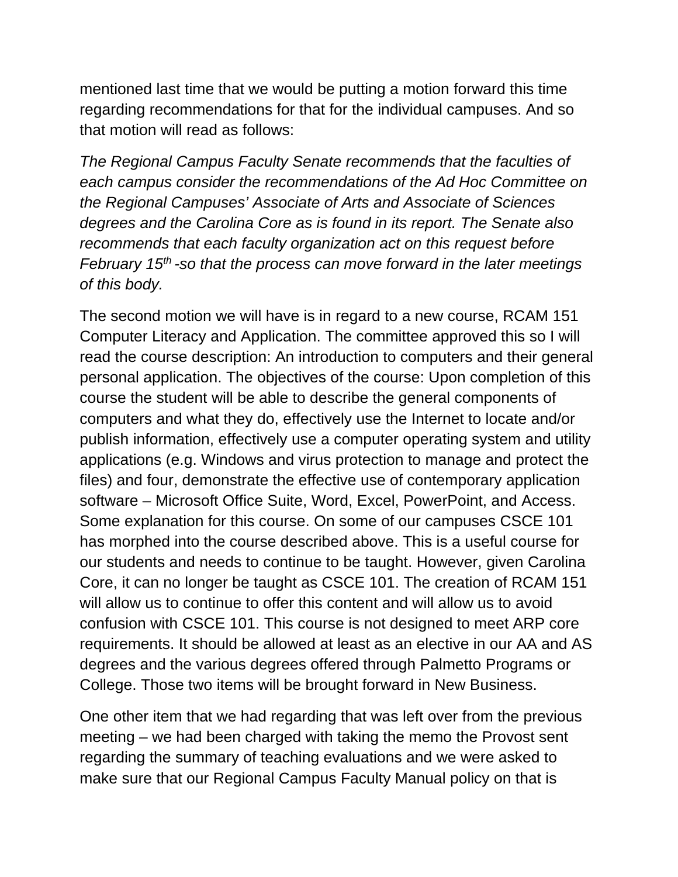mentioned last time that we would be putting a motion forward this time regarding recommendations for that for the individual campuses. And so that motion will read as follows:

*The Regional Campus Faculty Senate recommends that the faculties of each campus consider the recommendations of the Ad Hoc Committee on the Regional Campuses' Associate of Arts and Associate of Sciences degrees and the Carolina Core as is found in its report. The Senate also recommends that each faculty organization act on this request before February 15th -so that the process can move forward in the later meetings of this body.*

The second motion we will have is in regard to a new course, RCAM 151 Computer Literacy and Application. The committee approved this so I will read the course description: An introduction to computers and their general personal application. The objectives of the course: Upon completion of this course the student will be able to describe the general components of computers and what they do, effectively use the Internet to locate and/or publish information, effectively use a computer operating system and utility applications (e.g. Windows and virus protection to manage and protect the files) and four, demonstrate the effective use of contemporary application software – Microsoft Office Suite, Word, Excel, PowerPoint, and Access. Some explanation for this course. On some of our campuses CSCE 101 has morphed into the course described above. This is a useful course for our students and needs to continue to be taught. However, given Carolina Core, it can no longer be taught as CSCE 101. The creation of RCAM 151 will allow us to continue to offer this content and will allow us to avoid confusion with CSCE 101. This course is not designed to meet ARP core requirements. It should be allowed at least as an elective in our AA and AS degrees and the various degrees offered through Palmetto Programs or College. Those two items will be brought forward in New Business.

One other item that we had regarding that was left over from the previous meeting – we had been charged with taking the memo the Provost sent regarding the summary of teaching evaluations and we were asked to make sure that our Regional Campus Faculty Manual policy on that is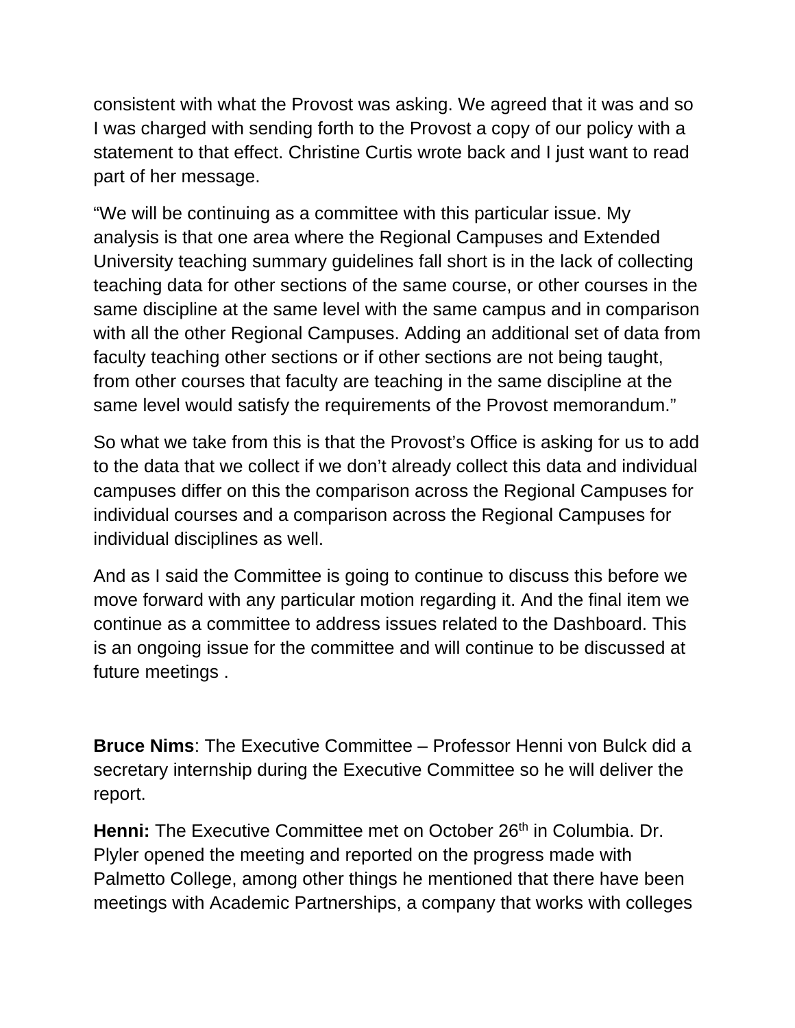consistent with what the Provost was asking. We agreed that it was and so I was charged with sending forth to the Provost a copy of our policy with a statement to that effect. Christine Curtis wrote back and I just want to read part of her message.

"We will be continuing as a committee with this particular issue. My analysis is that one area where the Regional Campuses and Extended University teaching summary guidelines fall short is in the lack of collecting teaching data for other sections of the same course, or other courses in the same discipline at the same level with the same campus and in comparison with all the other Regional Campuses. Adding an additional set of data from faculty teaching other sections or if other sections are not being taught, from other courses that faculty are teaching in the same discipline at the same level would satisfy the requirements of the Provost memorandum."

So what we take from this is that the Provost's Office is asking for us to add to the data that we collect if we don't already collect this data and individual campuses differ on this the comparison across the Regional Campuses for individual courses and a comparison across the Regional Campuses for individual disciplines as well.

And as I said the Committee is going to continue to discuss this before we move forward with any particular motion regarding it. And the final item we continue as a committee to address issues related to the Dashboard. This is an ongoing issue for the committee and will continue to be discussed at future meetings .

**Bruce Nims**: The Executive Committee – Professor Henni von Bulck did a secretary internship during the Executive Committee so he will deliver the report.

**Henni:** The Executive Committee met on October 26th in Columbia. Dr. Plyler opened the meeting and reported on the progress made with Palmetto College, among other things he mentioned that there have been meetings with Academic Partnerships, a company that works with colleges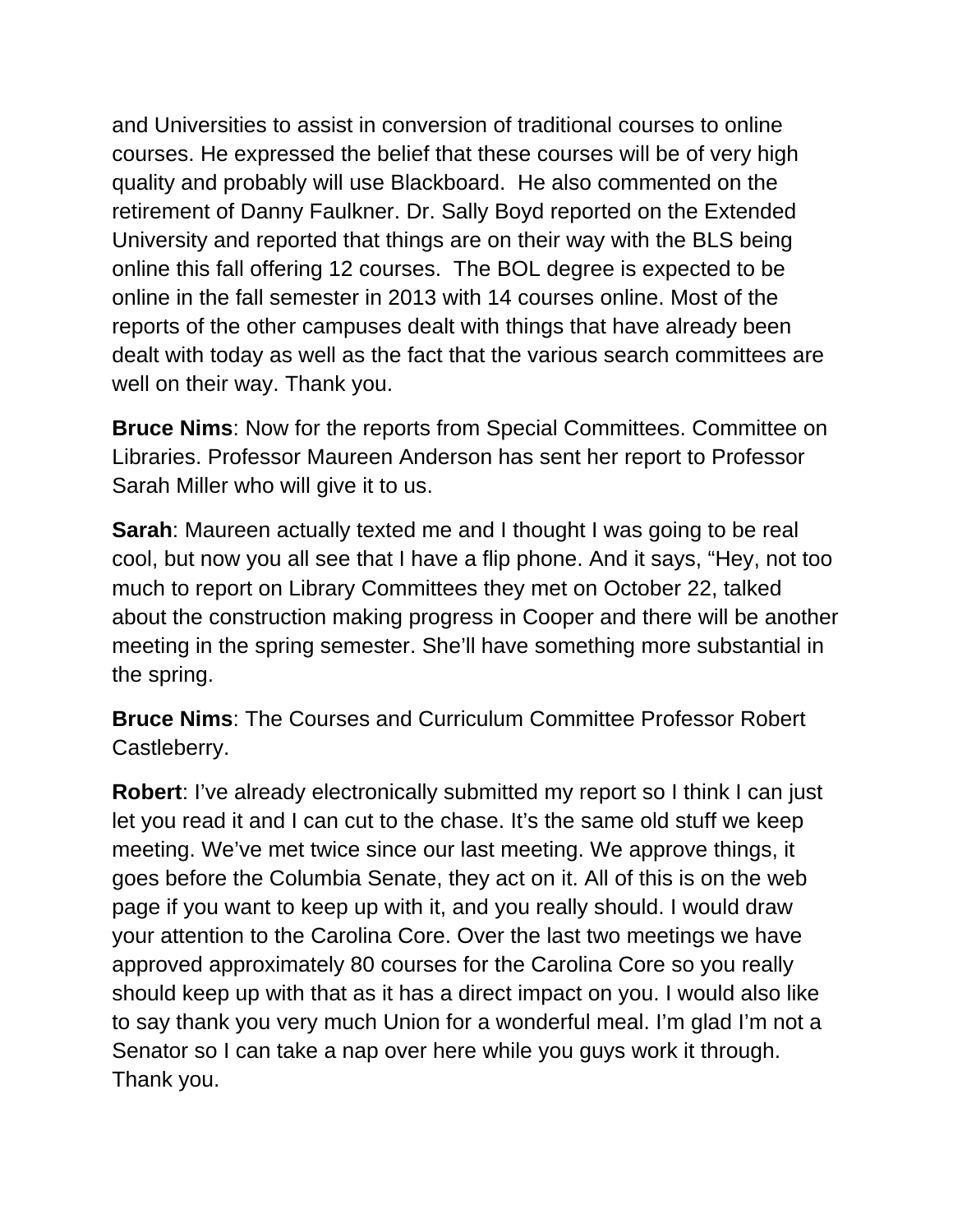and Universities to assist in conversion of traditional courses to online courses. He expressed the belief that these courses will be of very high quality and probably will use Blackboard. He also commented on the retirement of Danny Faulkner. Dr. Sally Boyd reported on the Extended University and reported that things are on their way with the BLS being online this fall offering 12 courses. The BOL degree is expected to be online in the fall semester in 2013 with 14 courses online. Most of the reports of the other campuses dealt with things that have already been dealt with today as well as the fact that the various search committees are well on their way. Thank you.

**Bruce Nims**: Now for the reports from Special Committees. Committee on Libraries. Professor Maureen Anderson has sent her report to Professor Sarah Miller who will give it to us.

**Sarah**: Maureen actually texted me and I thought I was going to be real cool, but now you all see that I have a flip phone. And it says, "Hey, not too much to report on Library Committees they met on October 22, talked about the construction making progress in Cooper and there will be another meeting in the spring semester. She'll have something more substantial in the spring.

**Bruce Nims**: The Courses and Curriculum Committee Professor Robert Castleberry.

**Robert**: I've already electronically submitted my report so I think I can just let you read it and I can cut to the chase. It's the same old stuff we keep meeting. We've met twice since our last meeting. We approve things, it goes before the Columbia Senate, they act on it. All of this is on the web page if you want to keep up with it, and you really should. I would draw your attention to the Carolina Core. Over the last two meetings we have approved approximately 80 courses for the Carolina Core so you really should keep up with that as it has a direct impact on you. I would also like to say thank you very much Union for a wonderful meal. I'm glad I'm not a Senator so I can take a nap over here while you guys work it through. Thank you.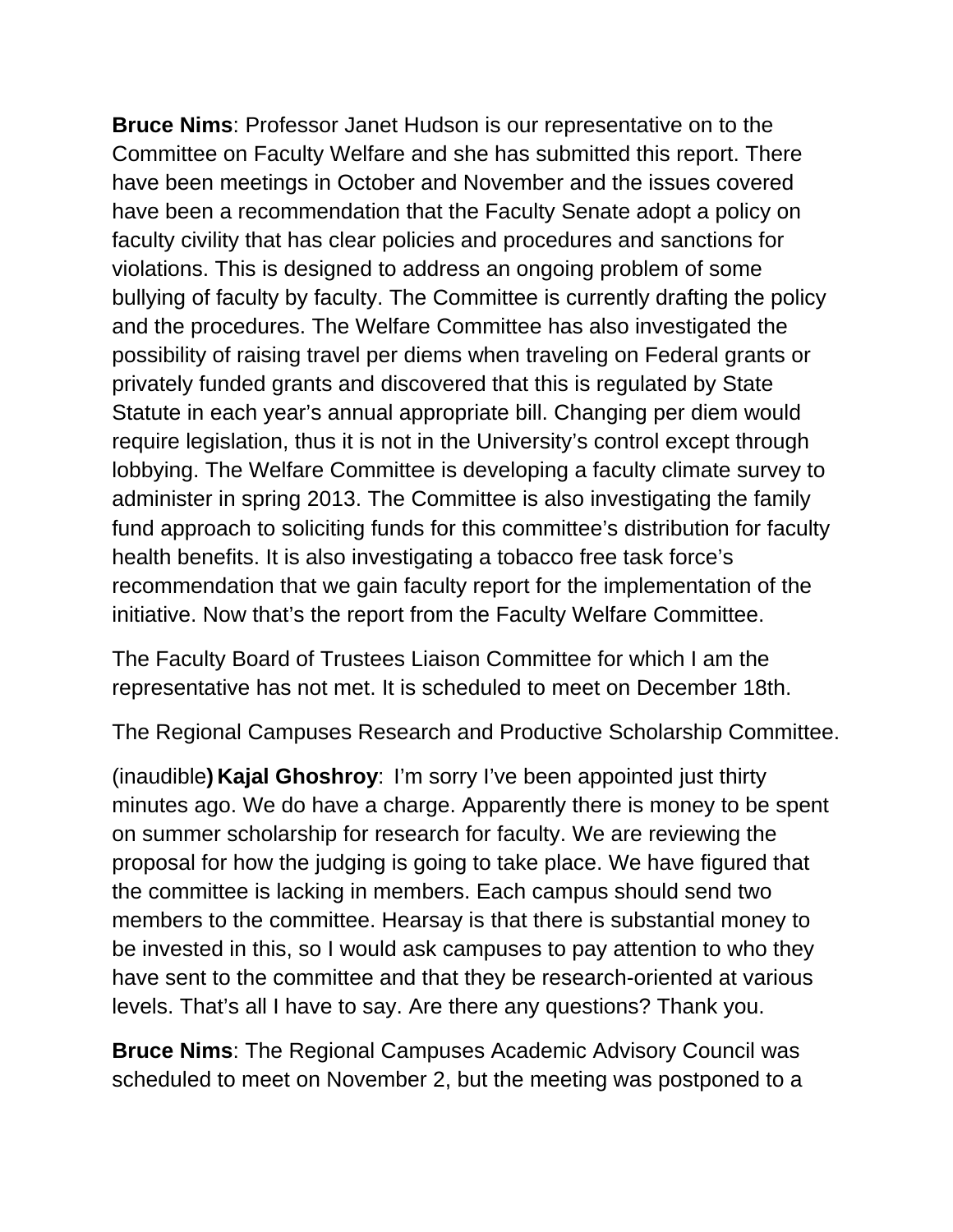**Bruce Nims**: Professor Janet Hudson is our representative on to the Committee on Faculty Welfare and she has submitted this report. There have been meetings in October and November and the issues covered have been a recommendation that the Faculty Senate adopt a policy on faculty civility that has clear policies and procedures and sanctions for violations. This is designed to address an ongoing problem of some bullying of faculty by faculty. The Committee is currently drafting the policy and the procedures. The Welfare Committee has also investigated the possibility of raising travel per diems when traveling on Federal grants or privately funded grants and discovered that this is regulated by State Statute in each year's annual appropriate bill. Changing per diem would require legislation, thus it is not in the University's control except through lobbying. The Welfare Committee is developing a faculty climate survey to administer in spring 2013. The Committee is also investigating the family fund approach to soliciting funds for this committee's distribution for faculty health benefits. It is also investigating a tobacco free task force's recommendation that we gain faculty report for the implementation of the initiative. Now that's the report from the Faculty Welfare Committee.

The Faculty Board of Trustees Liaison Committee for which I am the representative has not met. It is scheduled to meet on December 18th.

The Regional Campuses Research and Productive Scholarship Committee.

(inaudible) **Kajal Ghoshroy**: I'm sorry I've been appointed just thirty minutes ago. We do have a charge. Apparently there is money to be spent on summer scholarship for research for faculty. We are reviewing the proposal for how the judging is going to take place. We have figured that the committee is lacking in members. Each campus should send two members to the committee. Hearsay is that there is substantial money to be invested in this, so I would ask campuses to pay attention to who they have sent to the committee and that they be research-oriented at various levels. That's all I have to say. Are there any questions? Thank you.

**Bruce Nims**: The Regional Campuses Academic Advisory Council was scheduled to meet on November 2, but the meeting was postponed to a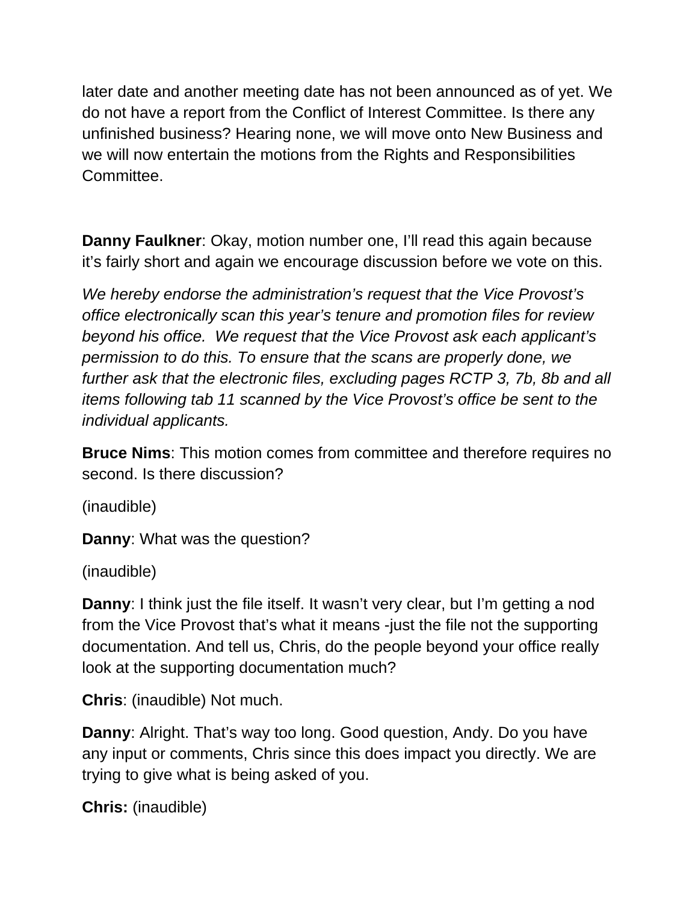later date and another meeting date has not been announced as of yet. We do not have a report from the Conflict of Interest Committee. Is there any unfinished business? Hearing none, we will move onto New Business and we will now entertain the motions from the Rights and Responsibilities Committee.

**Danny Faulkner**: Okay, motion number one, I'll read this again because it's fairly short and again we encourage discussion before we vote on this.

*We hereby endorse the administration's request that the Vice Provost's office electronically scan this year's tenure and promotion files for review beyond his office. We request that the Vice Provost ask each applicant's permission to do this. To ensure that the scans are properly done, we further ask that the electronic files, excluding pages RCTP 3, 7b, 8b and all items following tab 11 scanned by the Vice Provost's office be sent to the individual applicants.*

**Bruce Nims**: This motion comes from committee and therefore requires no second. Is there discussion?

(inaudible)

**Danny**: What was the question?

(inaudible)

**Danny**: I think just the file itself. It wasn't very clear, but I'm getting a nod from the Vice Provost that's what it means -just the file not the supporting documentation. And tell us, Chris, do the people beyond your office really look at the supporting documentation much?

**Chris**: (inaudible) Not much.

**Danny**: Alright. That's way too long. Good question, Andy. Do you have any input or comments, Chris since this does impact you directly. We are trying to give what is being asked of you.

**Chris:** (inaudible)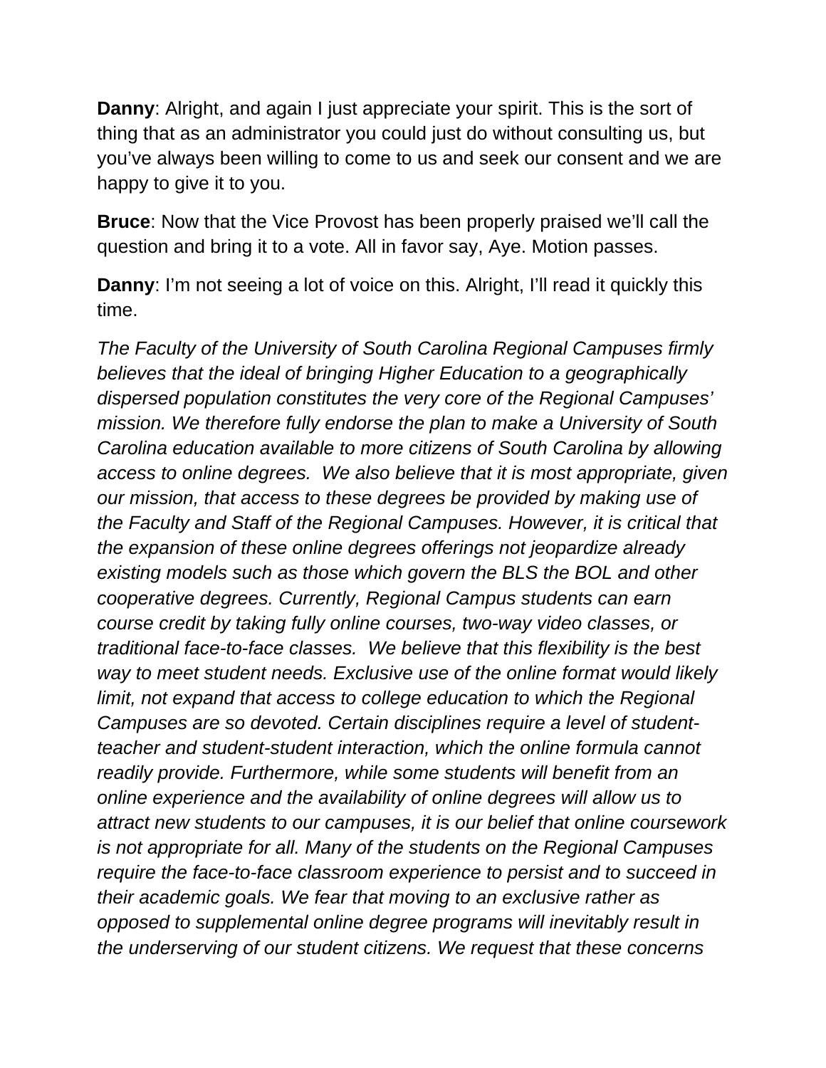**Danny**: Alright, and again I just appreciate your spirit. This is the sort of thing that as an administrator you could just do without consulting us, but you've always been willing to come to us and seek our consent and we are happy to give it to you.

**Bruce**: Now that the Vice Provost has been properly praised we'll call the question and bring it to a vote. All in favor say, Aye. Motion passes.

**Danny**: I'm not seeing a lot of voice on this. Alright, I'll read it quickly this time.

*The Faculty of the University of South Carolina Regional Campuses firmly believes that the ideal of bringing Higher Education to a geographically dispersed population constitutes the very core of the Regional Campuses' mission. We therefore fully endorse the plan to make a University of South Carolina education available to more citizens of South Carolina by allowing access to online degrees. We also believe that it is most appropriate, given our mission, that access to these degrees be provided by making use of the Faculty and Staff of the Regional Campuses. However, it is critical that the expansion of these online degrees offerings not jeopardize already existing models such as those which govern the BLS the BOL and other cooperative degrees. Currently, Regional Campus students can earn course credit by taking fully online courses, two-way video classes, or traditional face-to-face classes. We believe that this flexibility is the best way to meet student needs. Exclusive use of the online format would likely limit, not expand that access to college education to which the Regional Campuses are so devoted. Certain disciplines require a level of student-teacher and student-student interaction, which the online formula cannot readily provide. Furthermore, while some students will benefit from an online experience and the availability of online degrees will allow us to attract new students to our campuses, it is our belief that online coursework is not appropriate for all. Many of the students on the Regional Campuses require the face-to-face classroom experience to persist and to succeed in their academic goals. We fear that moving to an exclusive rather as opposed to supplemental online degree programs will inevitably result in the underserving of our student citizens. We request that these concerns*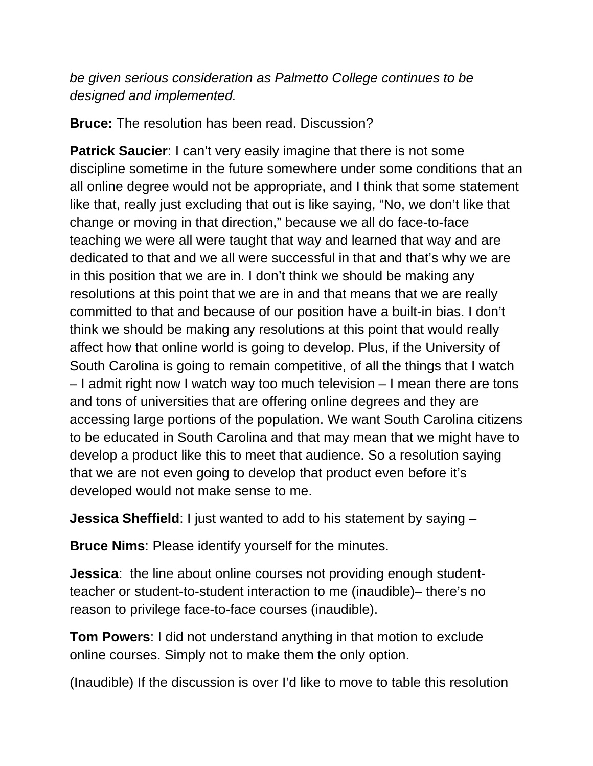*be given serious consideration as Palmetto College continues to be designed and implemented.*

**Bruce:** The resolution has been read. Discussion?

**Patrick Saucier**: I can't very easily imagine that there is not some discipline sometime in the future somewhere under some conditions that an all online degree would not be appropriate, and I think that some statement like that, really just excluding that out is like saying, "No, we don't like that change or moving in that direction," because we all do face-to-face teaching we were all were taught that way and learned that way and are dedicated to that and we all were successful in that and that's why we are in this position that we are in. I don't think we should be making any resolutions at this point that we are in and that means that we are really committed to that and because of our position have a built-in bias. I don't think we should be making any resolutions at this point that would really affect how that online world is going to develop. Plus, if the University of South Carolina is going to remain competitive, of all the things that I watch – I admit right now I watch way too much television – I mean there are tons and tons of universities that are offering online degrees and they are accessing large portions of the population. We want South Carolina citizens to be educated in South Carolina and that may mean that we might have to develop a product like this to meet that audience. So a resolution saying that we are not even going to develop that product even before it's developed would not make sense to me.

**Jessica Sheffield**: I just wanted to add to his statement by saying –

**Bruce Nims**: Please identify yourself for the minutes.

**Jessica**: the line about online courses not providing enough student-teacher or student-to-student interaction to me (inaudible)– there's no reason to privilege face-to-face courses (inaudible).

**Tom Powers**: I did not understand anything in that motion to exclude online courses. Simply not to make them the only option.

(Inaudible) If the discussion is over I'd like to move to table this resolution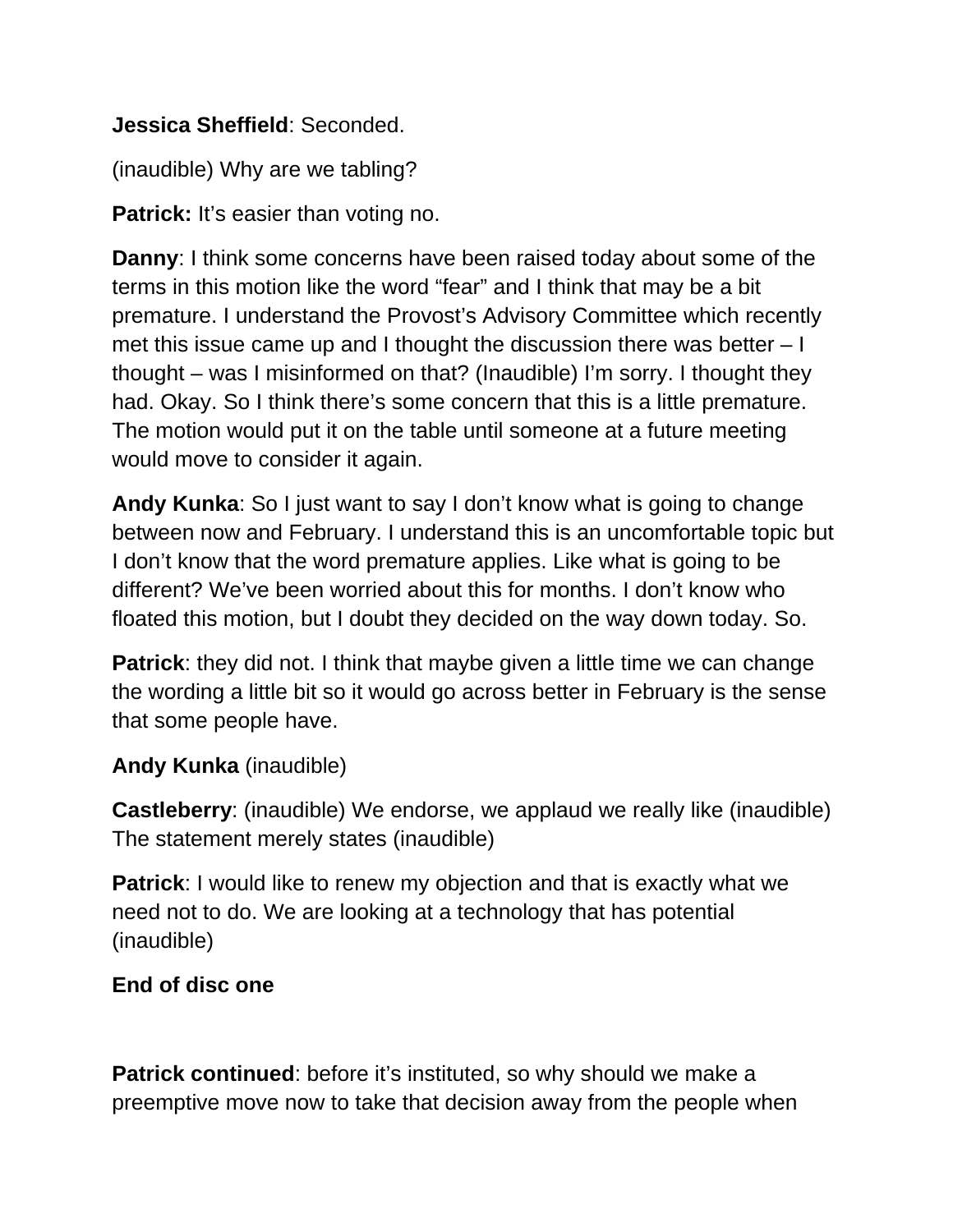**Jessica Sheffield**: Seconded.

(inaudible) Why are we tabling?

**Patrick:** It's easier than voting no.

**Danny**: I think some concerns have been raised today about some of the terms in this motion like the word "fear" and I think that may be a bit premature. I understand the Provost's Advisory Committee which recently met this issue came up and I thought the discussion there was better – I thought – was I misinformed on that? (Inaudible) I'm sorry. I thought they had. Okay. So I think there's some concern that this is a little premature. The motion would put it on the table until someone at a future meeting would move to consider it again.

**Andy Kunka**: So I just want to say I don't know what is going to change between now and February. I understand this is an uncomfortable topic but I don't know that the word premature applies. Like what is going to be different? We've been worried about this for months. I don't know who floated this motion, but I doubt they decided on the way down today. So.

**Patrick**: they did not. I think that maybe given a little time we can change the wording a little bit so it would go across better in February is the sense that some people have.

**Andy Kunka** (inaudible)

**Castleberry**: (inaudible) We endorse, we applaud we really like (inaudible) The statement merely states (inaudible)

**Patrick**: I would like to renew my objection and that is exactly what we need not to do. We are looking at a technology that has potential (inaudible)

**End of disc one**

**Patrick continued**: before it's instituted, so why should we make a preemptive move now to take that decision away from the people when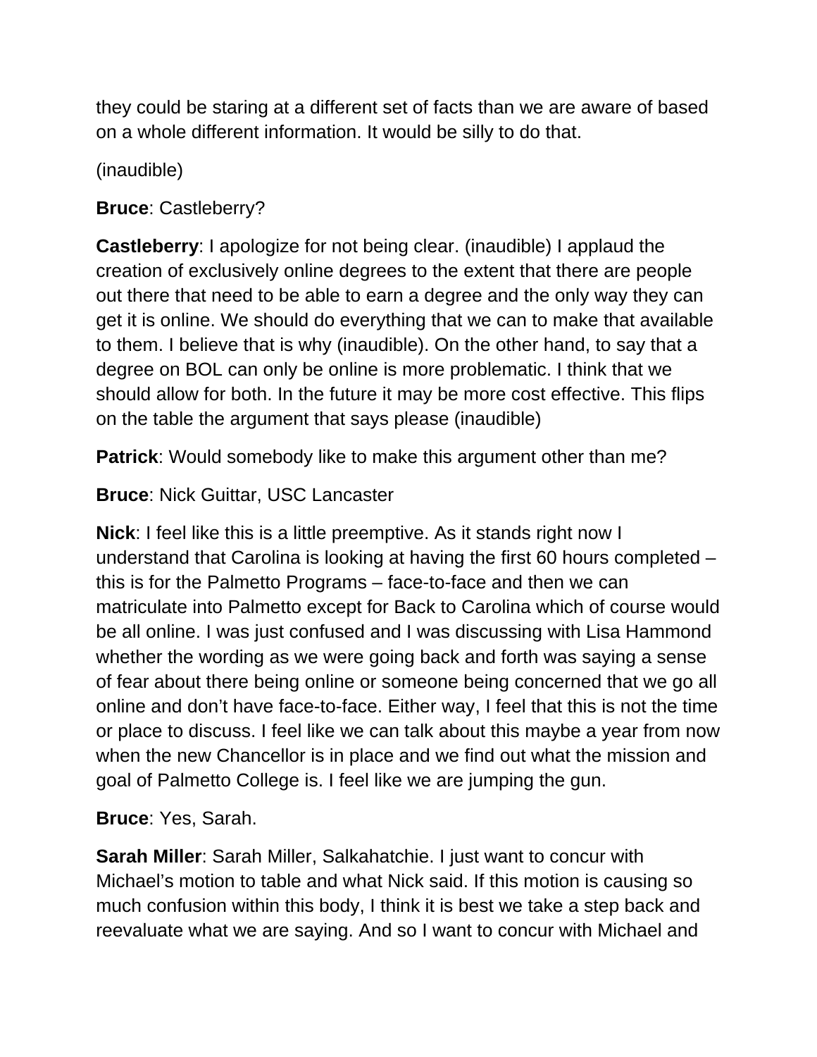they could be staring at a different set of facts than we are aware of based on a whole different information. It would be silly to do that.

(inaudible)

**Bruce**: Castleberry?

**Castleberry**: I apologize for not being clear. (inaudible) I applaud the creation of exclusively online degrees to the extent that there are people out there that need to be able to earn a degree and the only way they can get it is online. We should do everything that we can to make that available to them. I believe that is why (inaudible). On the other hand, to say that a degree on BOL can only be online is more problematic. I think that we should allow for both. In the future it may be more cost effective. This flips on the table the argument that says please (inaudible)

**Patrick**: Would somebody like to make this argument other than me?

**Bruce**: Nick Guittar, USC Lancaster

**Nick**: I feel like this is a little preemptive. As it stands right now I understand that Carolina is looking at having the first 60 hours completed – this is for the Palmetto Programs – face-to-face and then we can matriculate into Palmetto except for Back to Carolina which of course would be all online. I was just confused and I was discussing with Lisa Hammond whether the wording as we were going back and forth was saying a sense of fear about there being online or someone being concerned that we go all online and don't have face-to-face. Either way, I feel that this is not the time or place to discuss. I feel like we can talk about this maybe a year from now when the new Chancellor is in place and we find out what the mission and goal of Palmetto College is. I feel like we are jumping the gun.

**Bruce**: Yes, Sarah.

**Sarah Miller**: Sarah Miller, Salkahatchie. I just want to concur with Michael's motion to table and what Nick said. If this motion is causing so much confusion within this body, I think it is best we take a step back and reevaluate what we are saying. And so I want to concur with Michael and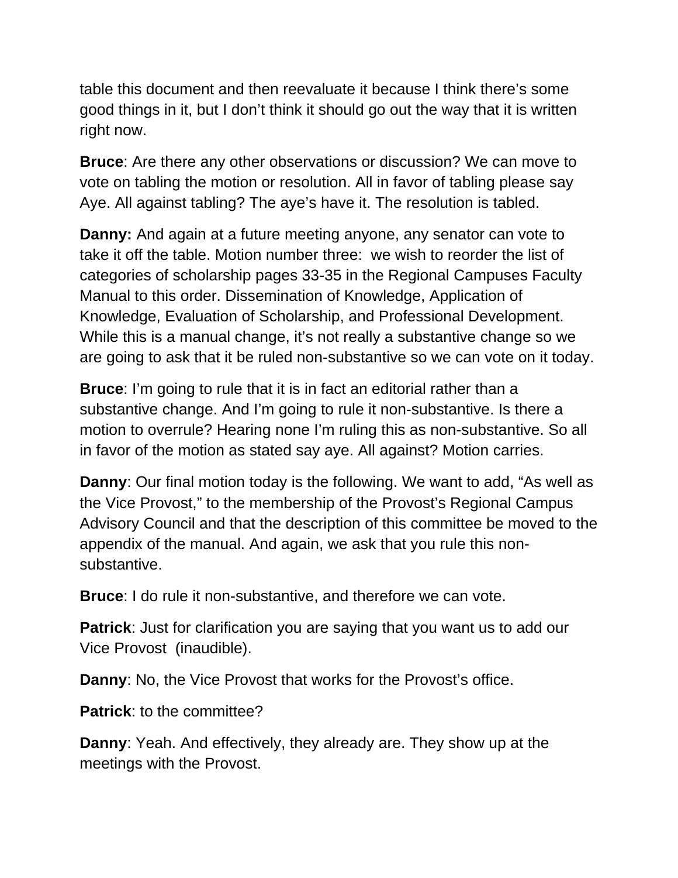table this document and then reevaluate it because I think there's some good things in it, but I don't think it should go out the way that it is written right now.

**Bruce**: Are there any other observations or discussion? We can move to vote on tabling the motion or resolution. All in favor of tabling please say Aye. All against tabling? The aye's have it. The resolution is tabled.

**Danny:** And again at a future meeting anyone, any senator can vote to take it off the table. Motion number three:  we wish to reorder the list of categories of scholarship pages 33-35 in the Regional Campuses Faculty Manual to this order. Dissemination of Knowledge, Application of Knowledge, Evaluation of Scholarship, and Professional Development. While this is a manual change, it's not really a substantive change so we are going to ask that it be ruled non-substantive so we can vote on it today.

**Bruce**: I'm going to rule that it is in fact an editorial rather than a substantive change. And I'm going to rule it non-substantive. Is there a motion to overrule? Hearing none I'm ruling this as non-substantive. So all in favor of the motion as stated say aye. All against? Motion carries.

**Danny**: Our final motion today is the following. We want to add, "As well as the Vice Provost," to the membership of the Provost's Regional Campus Advisory Council and that the description of this committee be moved to the appendix of the manual. And again, we ask that you rule this non-substantive.

**Bruce**: I do rule it non-substantive, and therefore we can vote.

**Patrick**: Just for clarification you are saying that you want us to add our Vice Provost  (inaudible).

**Danny**: No, the Vice Provost that works for the Provost's office.

**Patrick**: to the committee?

**Danny**: Yeah. And effectively, they already are. They show up at the meetings with the Provost.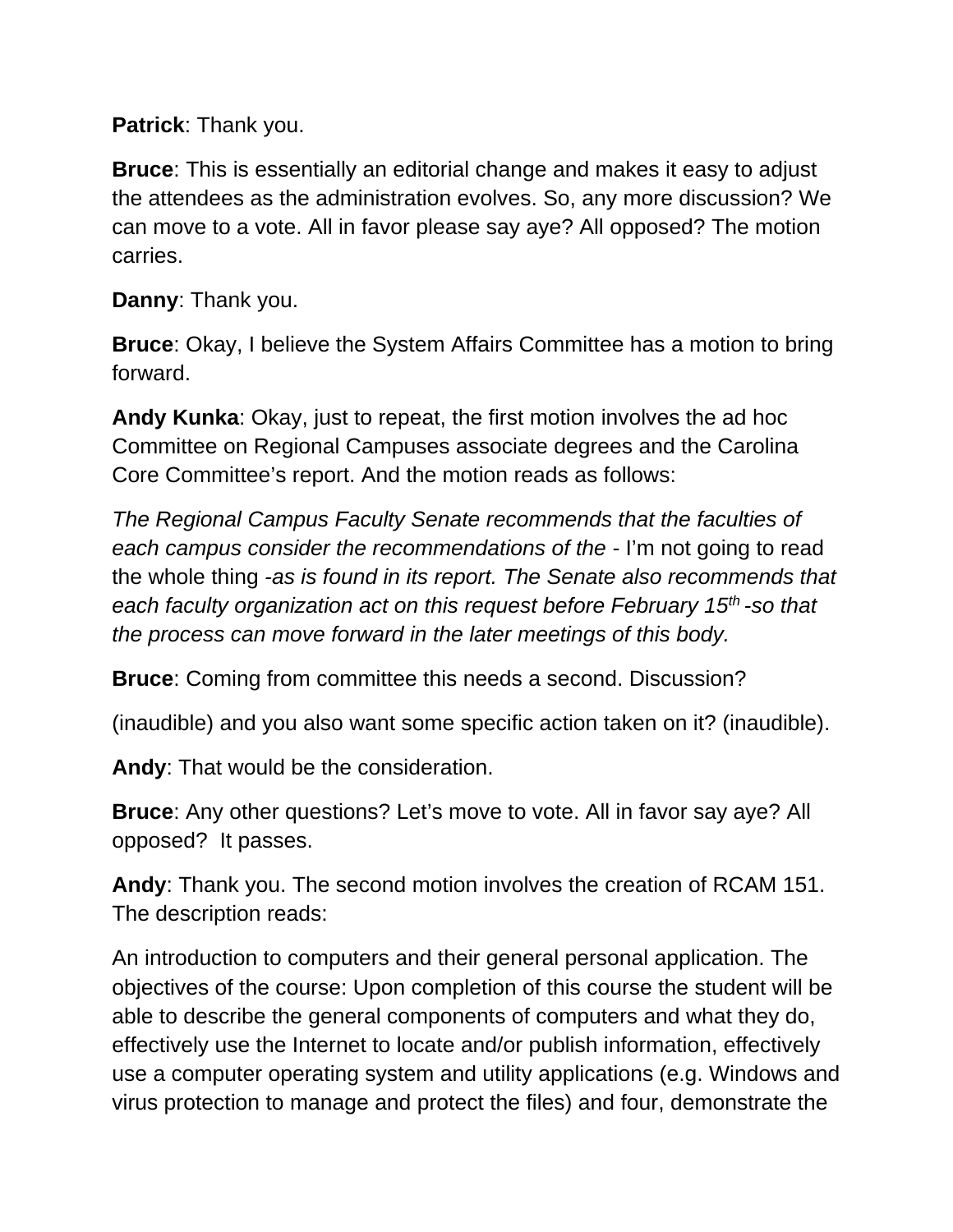**Patrick**: Thank you.

**Bruce**: This is essentially an editorial change and makes it easy to adjust the attendees as the administration evolves. So, any more discussion? We can move to a vote. All in favor please say aye? All opposed? The motion carries.

**Danny**: Thank you.

**Bruce**: Okay, I believe the System Affairs Committee has a motion to bring forward.

**Andy Kunka**: Okay, just to repeat, the first motion involves the ad hoc Committee on Regional Campuses associate degrees and the Carolina Core Committee's report. And the motion reads as follows:

*The Regional Campus Faculty Senate recommends that the faculties of each campus consider the recommendations of the* - I'm not going to read the whole thing *-as is found in its report. The Senate also recommends that each faculty organization act on this request before February 15th -so that the process can move forward in the later meetings of this body.*

**Bruce**: Coming from committee this needs a second. Discussion?

(inaudible) and you also want some specific action taken on it? (inaudible).

**Andy**: That would be the consideration.

**Bruce**: Any other questions? Let's move to vote. All in favor say aye? All opposed? It passes.

**Andy**: Thank you. The second motion involves the creation of RCAM 151. The description reads:

An introduction to computers and their general personal application. The objectives of the course: Upon completion of this course the student will be able to describe the general components of computers and what they do, effectively use the Internet to locate and/or publish information, effectively use a computer operating system and utility applications (e.g. Windows and virus protection to manage and protect the files) and four, demonstrate the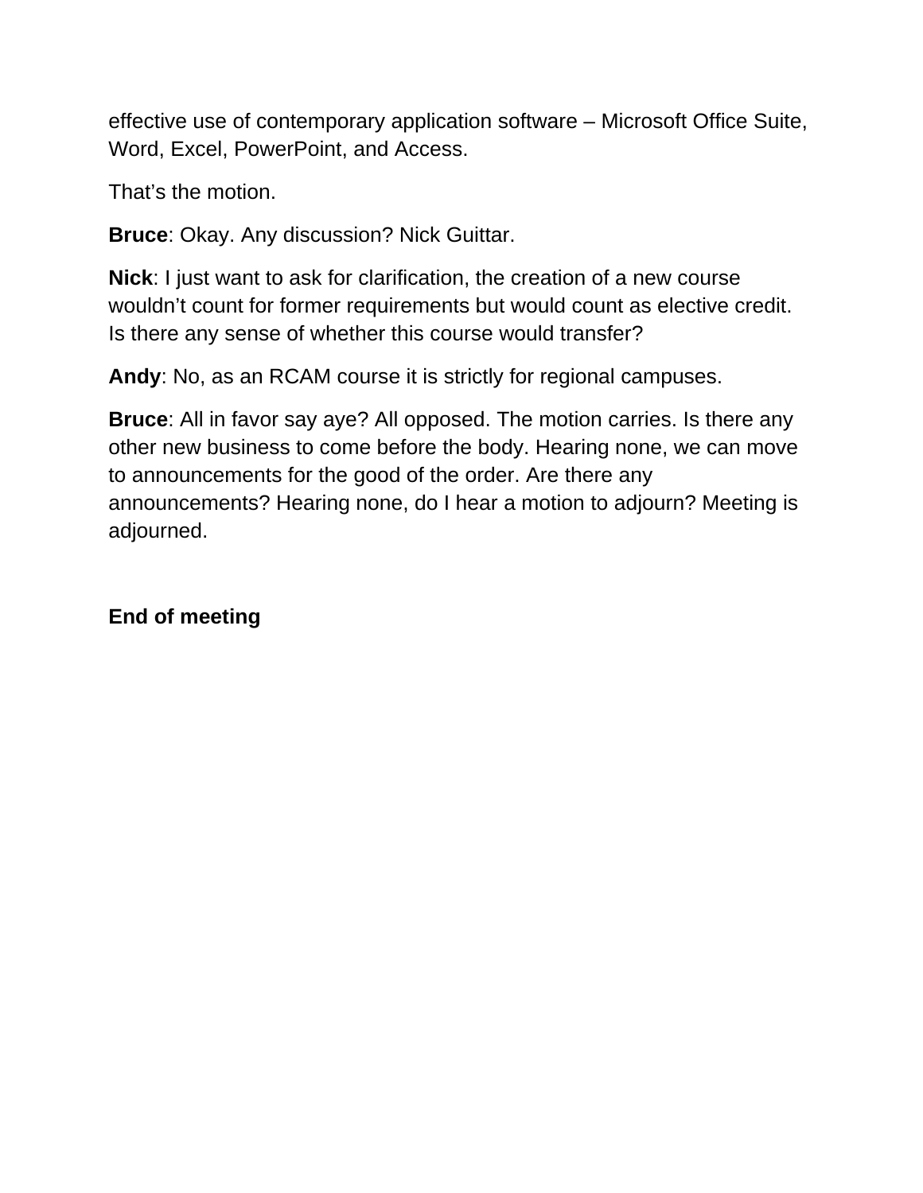effective use of contemporary application software – Microsoft Office Suite, Word, Excel, PowerPoint, and Access.

That's the motion.

**Bruce**: Okay. Any discussion? Nick Guittar.

**Nick**: I just want to ask for clarification, the creation of a new course wouldn't count for former requirements but would count as elective credit. Is there any sense of whether this course would transfer?

**Andy**: No, as an RCAM course it is strictly for regional campuses.

**Bruce**: All in favor say aye? All opposed. The motion carries. Is there any other new business to come before the body. Hearing none, we can move to announcements for the good of the order. Are there any announcements? Hearing none, do I hear a motion to adjourn? Meeting is adjourned.

**End of meeting**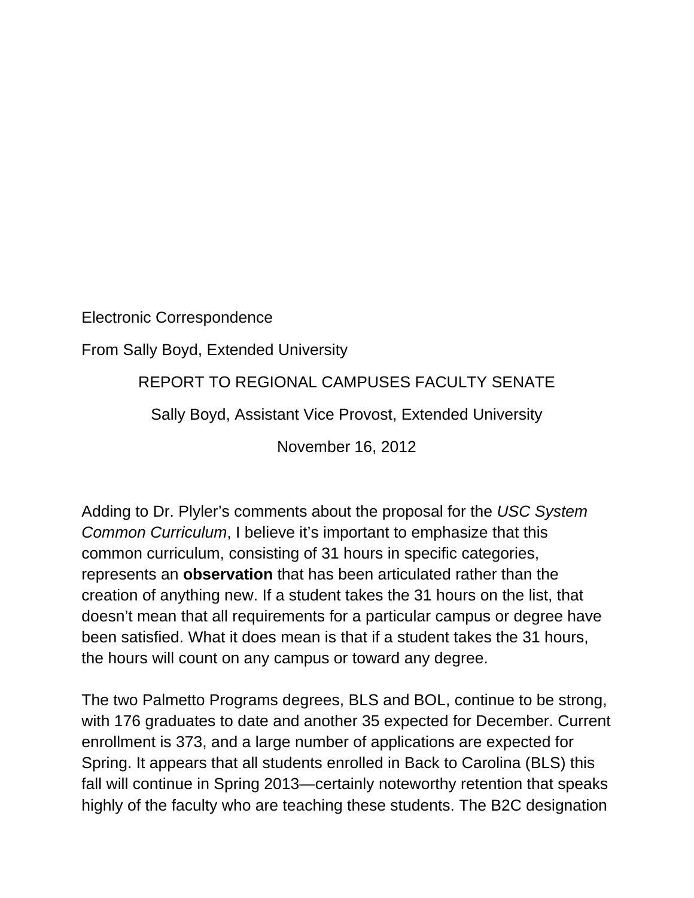Electronic Correspondence

From Sally Boyd, Extended University

REPORT TO REGIONAL CAMPUSES FACULTY SENATE

Sally Boyd, Assistant Vice Provost, Extended University

November 16, 2012

Adding to Dr. Plyler's comments about the proposal for the *USC System Common Curriculum*, I believe it's important to emphasize that this common curriculum, consisting of 31 hours in specific categories, represents an **observation** that has been articulated rather than the creation of anything new. If a student takes the 31 hours on the list, that doesn't mean that all requirements for a particular campus or degree have been satisfied. What it does mean is that if a student takes the 31 hours, the hours will count on any campus or toward any degree.

The two Palmetto Programs degrees, BLS and BOL, continue to be strong, with 176 graduates to date and another 35 expected for December. Current enrollment is 373, and a large number of applications are expected for Spring. It appears that all students enrolled in Back to Carolina (BLS) this fall will continue in Spring 2013—certainly noteworthy retention that speaks highly of the faculty who are teaching these students. The B2C designation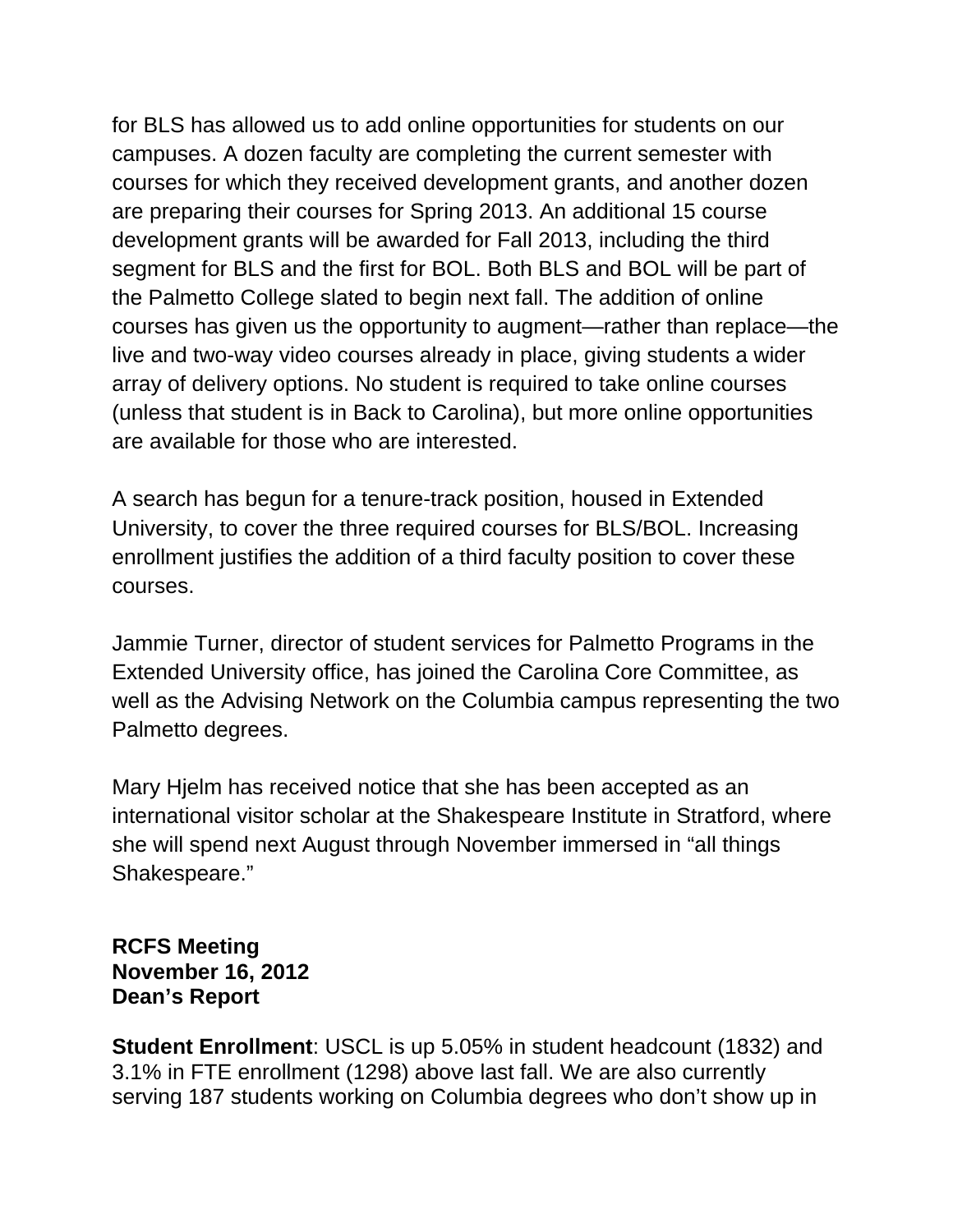for BLS has allowed us to add online opportunities for students on our campuses. A dozen faculty are completing the current semester with courses for which they received development grants, and another dozen are preparing their courses for Spring 2013. An additional 15 course development grants will be awarded for Fall 2013, including the third segment for BLS and the first for BOL. Both BLS and BOL will be part of the Palmetto College slated to begin next fall. The addition of online courses has given us the opportunity to augment—rather than replace—the live and two-way video courses already in place, giving students a wider array of delivery options. No student is required to take online courses (unless that student is in Back to Carolina), but more online opportunities are available for those who are interested.

A search has begun for a tenure-track position, housed in Extended University, to cover the three required courses for BLS/BOL. Increasing enrollment justifies the addition of a third faculty position to cover these courses.

Jammie Turner, director of student services for Palmetto Programs in the Extended University office, has joined the Carolina Core Committee, as well as the Advising Network on the Columbia campus representing the two Palmetto degrees.

Mary Hjelm has received notice that she has been accepted as an international visitor scholar at the Shakespeare Institute in Stratford, where she will spend next August through November immersed in "all things Shakespeare."

**RCFS Meeting**
**November 16, 2012**
**Dean's Report**

**Student Enrollment**: USCL is up 5.05% in student headcount (1832) and 3.1% in FTE enrollment (1298) above last fall. We are also currently serving 187 students working on Columbia degrees who don't show up in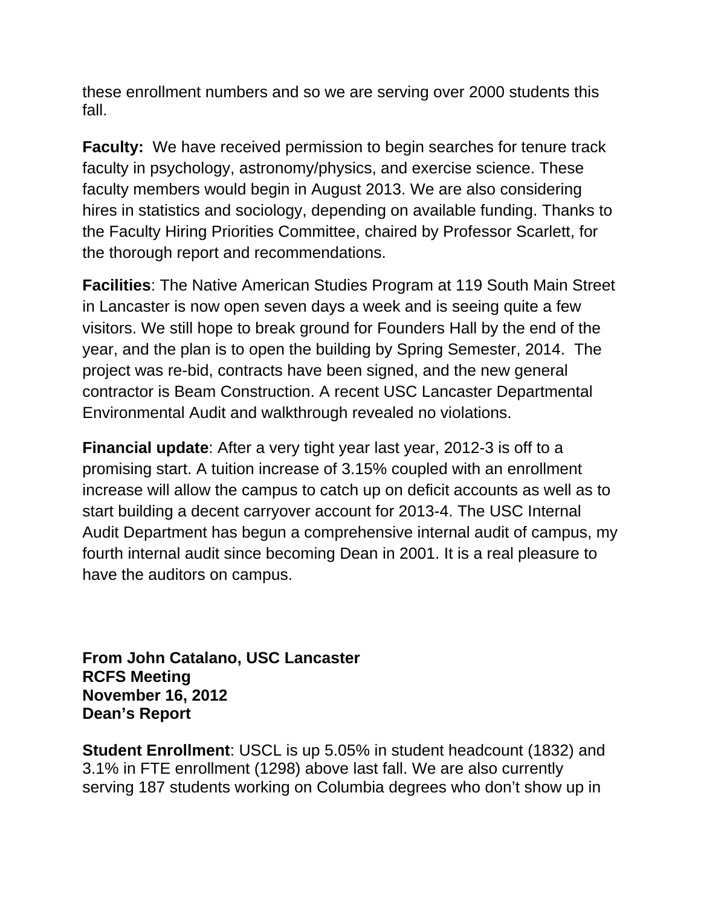these enrollment numbers and so we are serving over 2000 students this fall.

**Faculty:** We have received permission to begin searches for tenure track faculty in psychology, astronomy/physics, and exercise science. These faculty members would begin in August 2013. We are also considering hires in statistics and sociology, depending on available funding. Thanks to the Faculty Hiring Priorities Committee, chaired by Professor Scarlett, for the thorough report and recommendations.

**Facilities**: The Native American Studies Program at 119 South Main Street in Lancaster is now open seven days a week and is seeing quite a few visitors. We still hope to break ground for Founders Hall by the end of the year, and the plan is to open the building by Spring Semester, 2014. The project was re-bid, contracts have been signed, and the new general contractor is Beam Construction. A recent USC Lancaster Departmental Environmental Audit and walkthrough revealed no violations.

**Financial update**: After a very tight year last year, 2012-3 is off to a promising start. A tuition increase of 3.15% coupled with an enrollment increase will allow the campus to catch up on deficit accounts as well as to start building a decent carryover account for 2013-4. The USC Internal Audit Department has begun a comprehensive internal audit of campus, my fourth internal audit since becoming Dean in 2001. It is a real pleasure to have the auditors on campus.

**From John Catalano, USC Lancaster**
**RCFS Meeting**
**November 16, 2012**
**Dean's Report**

**Student Enrollment**: USCL is up 5.05% in student headcount (1832) and 3.1% in FTE enrollment (1298) above last fall. We are also currently serving 187 students working on Columbia degrees who don't show up in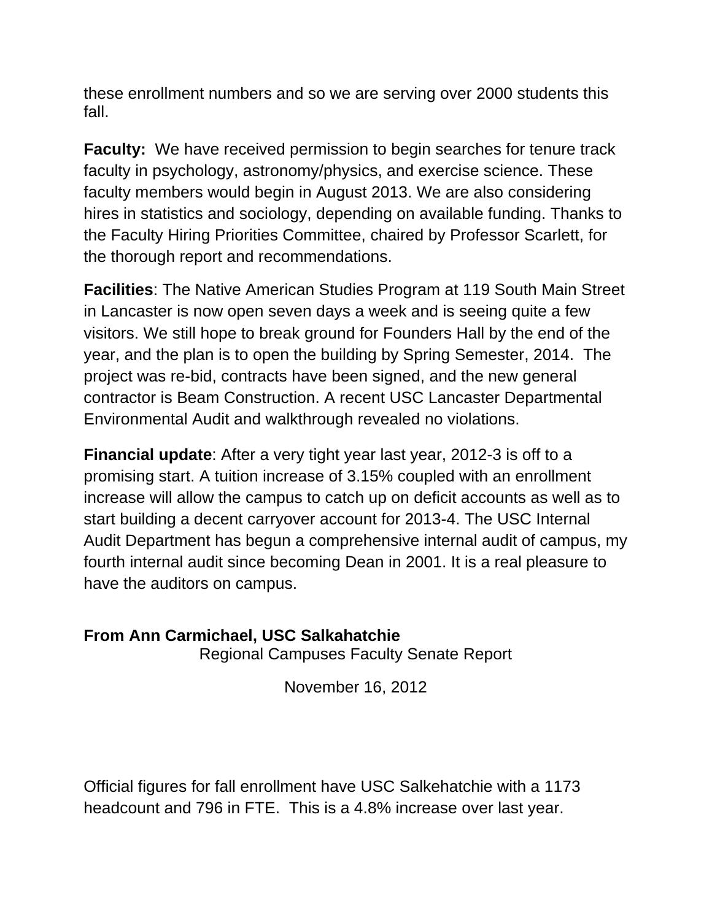these enrollment numbers and so we are serving over 2000 students this fall.

**Faculty:** We have received permission to begin searches for tenure track faculty in psychology, astronomy/physics, and exercise science. These faculty members would begin in August 2013. We are also considering hires in statistics and sociology, depending on available funding. Thanks to the Faculty Hiring Priorities Committee, chaired by Professor Scarlett, for the thorough report and recommendations.

**Facilities**: The Native American Studies Program at 119 South Main Street in Lancaster is now open seven days a week and is seeing quite a few visitors. We still hope to break ground for Founders Hall by the end of the year, and the plan is to open the building by Spring Semester, 2014. The project was re-bid, contracts have been signed, and the new general contractor is Beam Construction. A recent USC Lancaster Departmental Environmental Audit and walkthrough revealed no violations.

**Financial update**: After a very tight year last year, 2012-3 is off to a promising start. A tuition increase of 3.15% coupled with an enrollment increase will allow the campus to catch up on deficit accounts as well as to start building a decent carryover account for 2013-4. The USC Internal Audit Department has begun a comprehensive internal audit of campus, my fourth internal audit since becoming Dean in 2001. It is a real pleasure to have the auditors on campus.

**From Ann Carmichael, USC Salkahatchie**

Regional Campuses Faculty Senate Report

November 16, 2012

Official figures for fall enrollment have USC Salkehatchie with a 1173 headcount and 796 in FTE. This is a 4.8% increase over last year.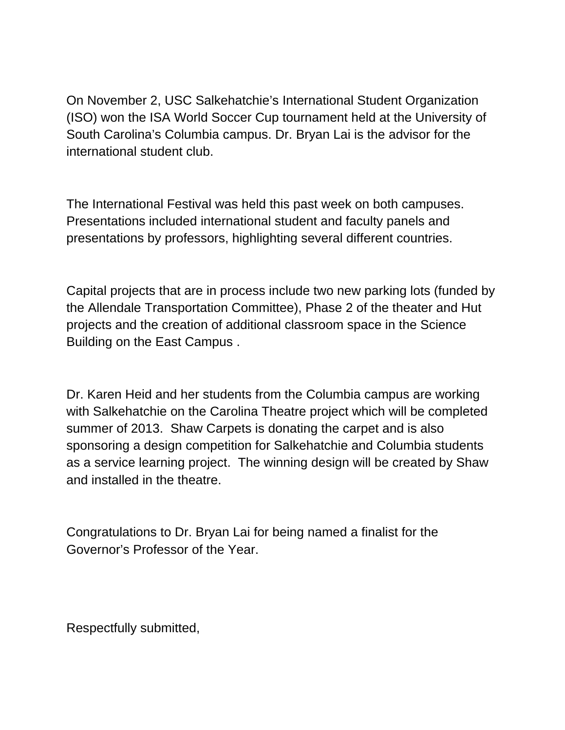On November 2, USC Salkehatchie's International Student Organization (ISO) won the ISA World Soccer Cup tournament held at the University of South Carolina's Columbia campus. Dr. Bryan Lai is the advisor for the international student club.

The International Festival was held this past week on both campuses. Presentations included international student and faculty panels and presentations by professors, highlighting several different countries.

Capital projects that are in process include two new parking lots (funded by the Allendale Transportation Committee), Phase 2 of the theater and Hut projects and the creation of additional classroom space in the Science Building on the East Campus .

Dr. Karen Heid and her students from the Columbia campus are working with Salkehatchie on the Carolina Theatre project which will be completed summer of 2013. Shaw Carpets is donating the carpet and is also sponsoring a design competition for Salkehatchie and Columbia students as a service learning project. The winning design will be created by Shaw and installed in the theatre.

Congratulations to Dr. Bryan Lai for being named a finalist for the Governor's Professor of the Year.

Respectfully submitted,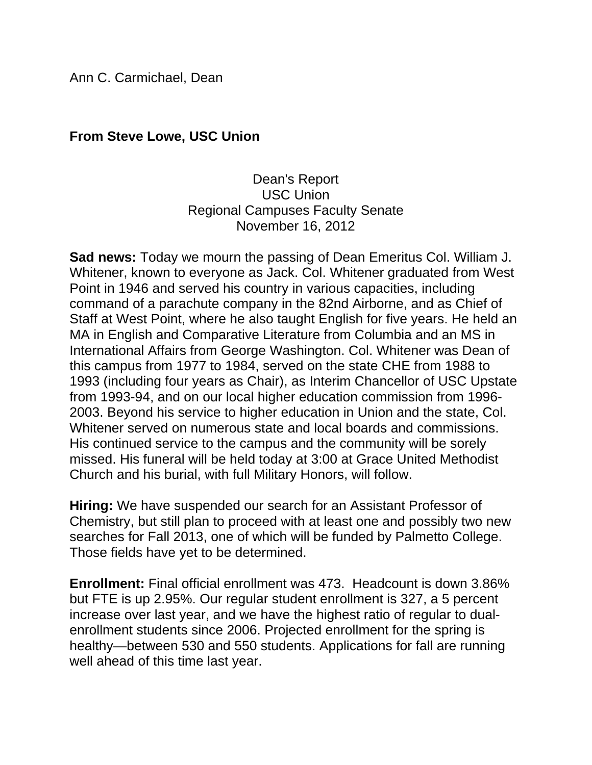Ann C. Carmichael, Dean

**From Steve Lowe, USC Union**

Dean's Report
USC Union
Regional Campuses Faculty Senate
November 16, 2012

**Sad news:** Today we mourn the passing of Dean Emeritus Col. William J. Whitener, known to everyone as Jack. Col. Whitener graduated from West Point in 1946 and served his country in various capacities, including command of a parachute company in the 82nd Airborne, and as Chief of Staff at West Point, where he also taught English for five years. He held an MA in English and Comparative Literature from Columbia and an MS in International Affairs from George Washington. Col. Whitener was Dean of this campus from 1977 to 1984, served on the state CHE from 1988 to 1993 (including four years as Chair), as Interim Chancellor of USC Upstate from 1993-94, and on our local higher education commission from 1996-2003. Beyond his service to higher education in Union and the state, Col. Whitener served on numerous state and local boards and commissions. His continued service to the campus and the community will be sorely missed. His funeral will be held today at 3:00 at Grace United Methodist Church and his burial, with full Military Honors, will follow.

**Hiring:** We have suspended our search for an Assistant Professor of Chemistry, but still plan to proceed with at least one and possibly two new searches for Fall 2013, one of which will be funded by Palmetto College. Those fields have yet to be determined.

**Enrollment:** Final official enrollment was 473. Headcount is down 3.86% but FTE is up 2.95%. Our regular student enrollment is 327, a 5 percent increase over last year, and we have the highest ratio of regular to dual-enrollment students since 2006. Projected enrollment for the spring is healthy—between 530 and 550 students. Applications for fall are running well ahead of this time last year.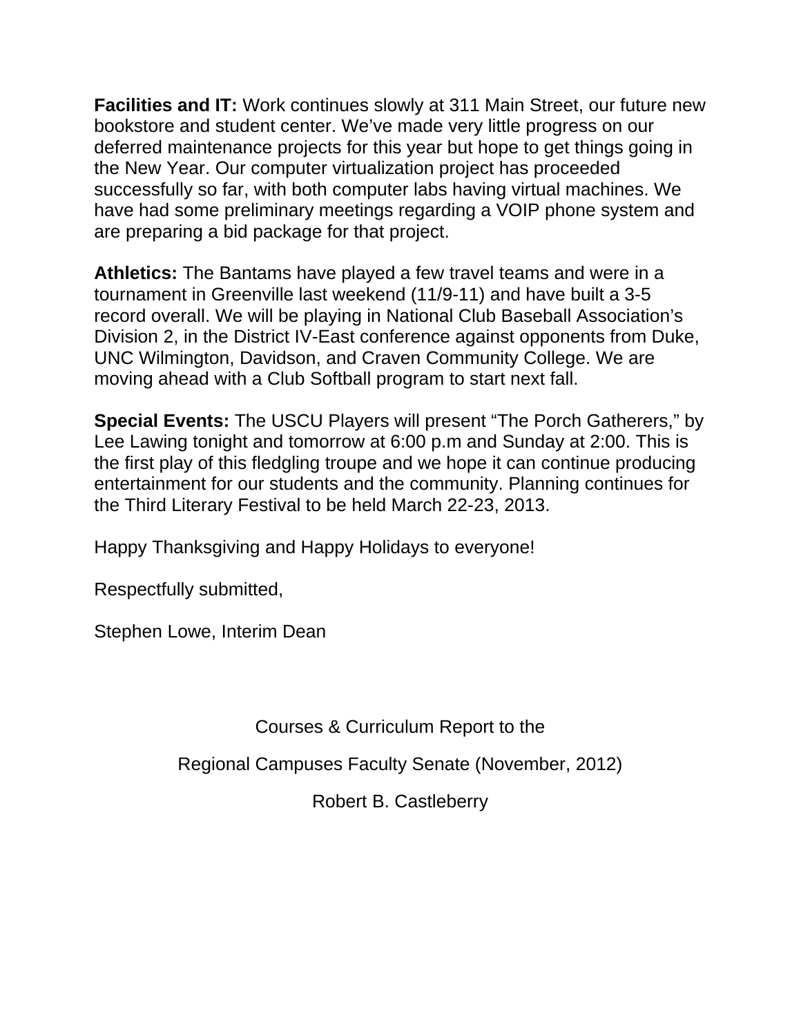**Facilities and IT:** Work continues slowly at 311 Main Street, our future new bookstore and student center. We've made very little progress on our deferred maintenance projects for this year but hope to get things going in the New Year. Our computer virtualization project has proceeded successfully so far, with both computer labs having virtual machines. We have had some preliminary meetings regarding a VOIP phone system and are preparing a bid package for that project.

**Athletics:** The Bantams have played a few travel teams and were in a tournament in Greenville last weekend (11/9-11) and have built a 3-5 record overall. We will be playing in National Club Baseball Association's Division 2, in the District IV-East conference against opponents from Duke, UNC Wilmington, Davidson, and Craven Community College. We are moving ahead with a Club Softball program to start next fall.

**Special Events:** The USCU Players will present "The Porch Gatherers," by Lee Lawing tonight and tomorrow at 6:00 p.m and Sunday at 2:00. This is the first play of this fledgling troupe and we hope it can continue producing entertainment for our students and the community. Planning continues for the Third Literary Festival to be held March 22-23, 2013.

Happy Thanksgiving and Happy Holidays to everyone!

Respectfully submitted,

Stephen Lowe, Interim Dean

Courses & Curriculum Report to the

Regional Campuses Faculty Senate (November, 2012)

Robert B. Castleberry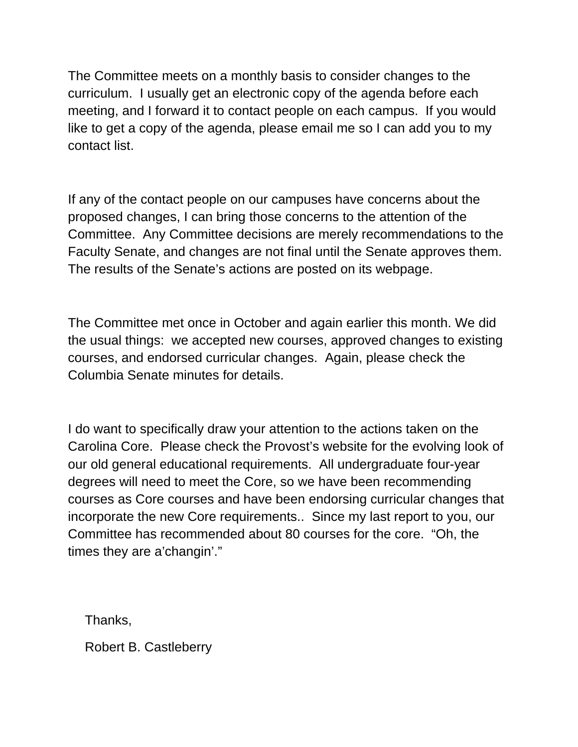The Committee meets on a monthly basis to consider changes to the curriculum.  I usually get an electronic copy of the agenda before each meeting, and I forward it to contact people on each campus.  If you would like to get a copy of the agenda, please email me so I can add you to my contact list.

If any of the contact people on our campuses have concerns about the proposed changes, I can bring those concerns to the attention of the Committee.  Any Committee decisions are merely recommendations to the Faculty Senate, and changes are not final until the Senate approves them. The results of the Senate's actions are posted on its webpage.

The Committee met once in October and again earlier this month. We did the usual things:  we accepted new courses, approved changes to existing courses, and endorsed curricular changes.  Again, please check the Columbia Senate minutes for details.

I do want to specifically draw your attention to the actions taken on the Carolina Core.  Please check the Provost's website for the evolving look of our old general educational requirements.  All undergraduate four-year degrees will need to meet the Core, so we have been recommending courses as Core courses and have been endorsing curricular changes that incorporate the new Core requirements..  Since my last report to you, our Committee has recommended about 80 courses for the core.  "Oh, the times they are a'changin'."

Thanks,

Robert B. Castleberry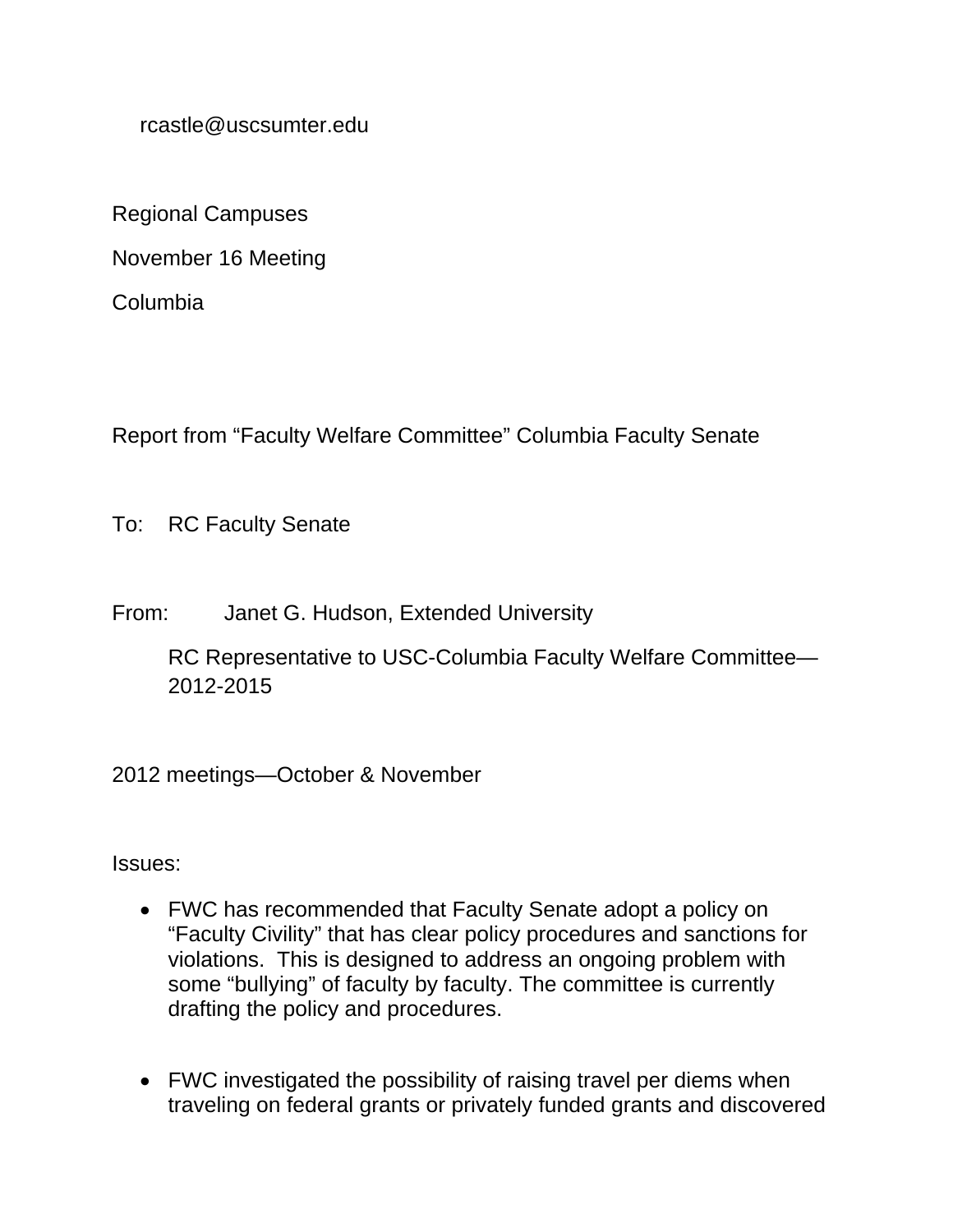rcastle@uscsumter.edu

Regional Campuses

November 16 Meeting

Columbia

Report from “Faculty Welfare Committee” Columbia Faculty Senate

To: RC Faculty Senate

From: Janet G. Hudson, Extended University

RC Representative to USC-Columbia Faculty Welfare Committee—2012-2015

2012 meetings—October & November

Issues:

- FWC has recommended that Faculty Senate adopt a policy on “Faculty Civility” that has clear policy procedures and sanctions for violations. This is designed to address an ongoing problem with some “bullying” of faculty by faculty. The committee is currently drafting the policy and procedures.

- FWC investigated the possibility of raising travel per diems when traveling on federal grants or privately funded grants and discovered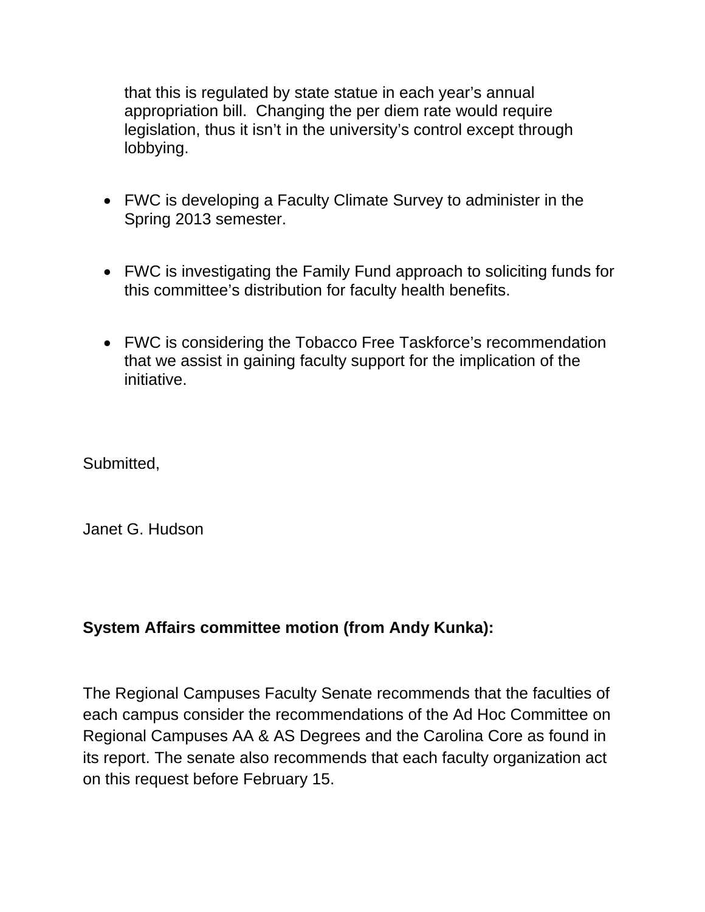that this is regulated by state statue in each year's annual appropriation bill. Changing the per diem rate would require legislation, thus it isn't in the university's control except through lobbying.

- FWC is developing a Faculty Climate Survey to administer in the Spring 2013 semester.

- FWC is investigating the Family Fund approach to soliciting funds for this committee's distribution for faculty health benefits.

- FWC is considering the Tobacco Free Taskforce's recommendation that we assist in gaining faculty support for the implication of the initiative.

Submitted,

Janet G. Hudson

**System Affairs committee motion (from Andy Kunka):**

The Regional Campuses Faculty Senate recommends that the faculties of each campus consider the recommendations of the Ad Hoc Committee on Regional Campuses AA & AS Degrees and the Carolina Core as found in its report. The senate also recommends that each faculty organization act on this request before February 15.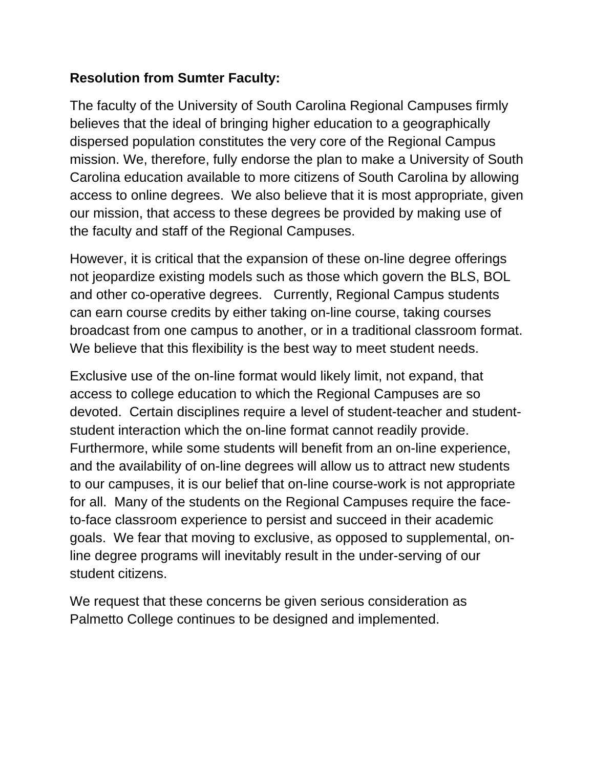**Resolution from Sumter Faculty:**

The faculty of the University of South Carolina Regional Campuses firmly believes that the ideal of bringing higher education to a geographically dispersed population constitutes the very core of the Regional Campus mission. We, therefore, fully endorse the plan to make a University of South Carolina education available to more citizens of South Carolina by allowing access to online degrees. We also believe that it is most appropriate, given our mission, that access to these degrees be provided by making use of the faculty and staff of the Regional Campuses.

However, it is critical that the expansion of these on-line degree offerings not jeopardize existing models such as those which govern the BLS, BOL and other co-operative degrees. Currently, Regional Campus students can earn course credits by either taking on-line course, taking courses broadcast from one campus to another, or in a traditional classroom format. We believe that this flexibility is the best way to meet student needs.

Exclusive use of the on-line format would likely limit, not expand, that access to college education to which the Regional Campuses are so devoted. Certain disciplines require a level of student-teacher and student-student interaction which the on-line format cannot readily provide. Furthermore, while some students will benefit from an on-line experience, and the availability of on-line degrees will allow us to attract new students to our campuses, it is our belief that on-line course-work is not appropriate for all. Many of the students on the Regional Campuses require the face-to-face classroom experience to persist and succeed in their academic goals. We fear that moving to exclusive, as opposed to supplemental, on-line degree programs will inevitably result in the under-serving of our student citizens.

We request that these concerns be given serious consideration as Palmetto College continues to be designed and implemented.